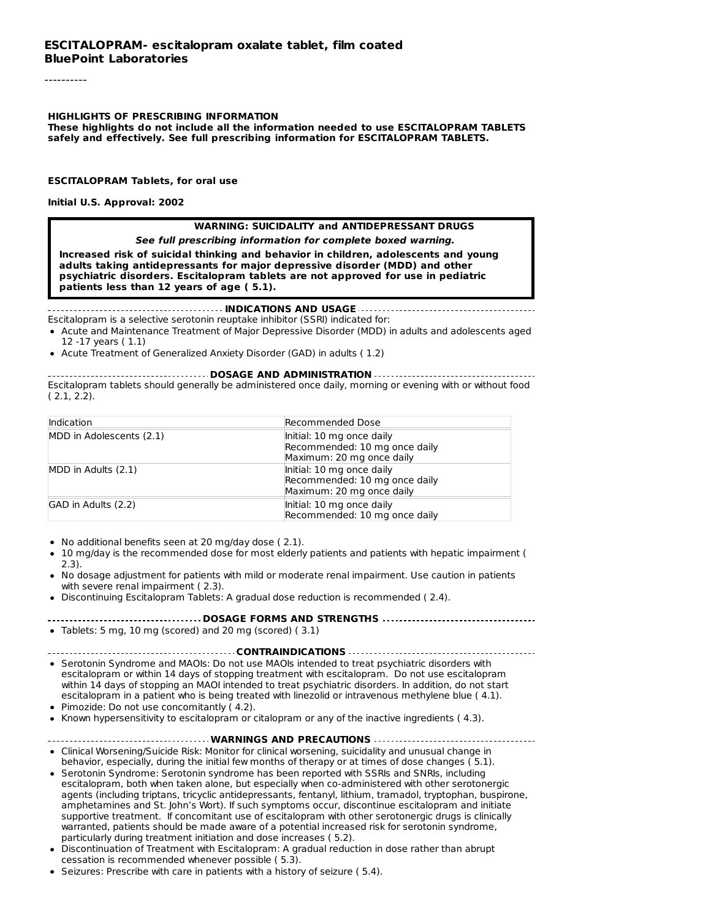**ESCITALOPRAM- escitalopram oxalate tablet, film coated**
**BluePoint Laboratories**

----------

**HIGHLIGHTS OF PRESCRIBING INFORMATION**
**These highlights do not include all the information needed to use ESCITALOPRAM TABLETS safely and effectively. See full prescribing information for ESCITALOPRAM TABLETS.**

**ESCITALOPRAM Tablets, for oral use**

**Initial U.S. Approval: 2002**

> **WARNING: SUICIDALITY and ANTIDEPRESSANT DRUGS**
>
> ***See full prescribing information for complete boxed warning.***
>
> **Increased risk of suicidal thinking and behavior in children, adolescents and young adults taking antidepressants for major depressive disorder (MDD) and other psychiatric disorders. Escitalopram tablets are not approved for use in pediatric patients less than 12 years of age ( 5.1).**

## INDICATIONS AND USAGE

Escitalopram is a selective serotonin reuptake inhibitor (SSRI) indicated for:

- Acute and Maintenance Treatment of Major Depressive Disorder (MDD) in adults and adolescents aged 12 -17 years ( 1.1)
- Acute Treatment of Generalized Anxiety Disorder (GAD) in adults ( 1.2)

## DOSAGE AND ADMINISTRATION

Escitalopram tablets should generally be administered once daily, morning or evening with or without food ( 2.1, 2.2).

| Indication | Recommended Dose |
| --- | --- |
| MDD in Adolescents (2.1) | Initial: 10 mg once daily<br>Recommended: 10 mg once daily<br>Maximum: 20 mg once daily |
| MDD in Adults (2.1) | Initial: 10 mg once daily<br>Recommended: 10 mg once daily<br>Maximum: 20 mg once daily |
| GAD in Adults (2.2) | Initial: 10 mg once daily<br>Recommended: 10 mg once daily |

- No additional benefits seen at 20 mg/day dose ( 2.1).
- 10 mg/day is the recommended dose for most elderly patients and patients with hepatic impairment ( 2.3).
- No dosage adjustment for patients with mild or moderate renal impairment. Use caution in patients with severe renal impairment ( 2.3).
- Discontinuing Escitalopram Tablets: A gradual dose reduction is recommended ( 2.4).

## DOSAGE FORMS AND STRENGTHS

- Tablets: 5 mg, 10 mg (scored) and 20 mg (scored) ( 3.1)

## CONTRAINDICATIONS

- Serotonin Syndrome and MAOIs: Do not use MAOIs intended to treat psychiatric disorders with escitalopram or within 14 days of stopping treatment with escitalopram. Do not use escitalopram within 14 days of stopping an MAOI intended to treat psychiatric disorders. In addition, do not start escitalopram in a patient who is being treated with linezolid or intravenous methylene blue ( 4.1).
- Pimozide: Do not use concomitantly ( 4.2).
- Known hypersensitivity to escitalopram or citalopram or any of the inactive ingredients ( 4.3).

## WARNINGS AND PRECAUTIONS

- Clinical Worsening/Suicide Risk: Monitor for clinical worsening, suicidality and unusual change in behavior, especially, during the initial few months of therapy or at times of dose changes ( 5.1).
- Serotonin Syndrome: Serotonin syndrome has been reported with SSRIs and SNRIs, including escitalopram, both when taken alone, but especially when co-administered with other serotonergic agents (including triptans, tricyclic antidepressants, fentanyl, lithium, tramadol, tryptophan, buspirone, amphetamines and St. John's Wort). If such symptoms occur, discontinue escitalopram and initiate supportive treatment. If concomitant use of escitalopram with other serotonergic drugs is clinically warranted, patients should be made aware of a potential increased risk for serotonin syndrome, particularly during treatment initiation and dose increases ( 5.2).
- Discontinuation of Treatment with Escitalopram: A gradual reduction in dose rather than abrupt cessation is recommended whenever possible ( 5.3).
- Seizures: Prescribe with care in patients with a history of seizure ( 5.4).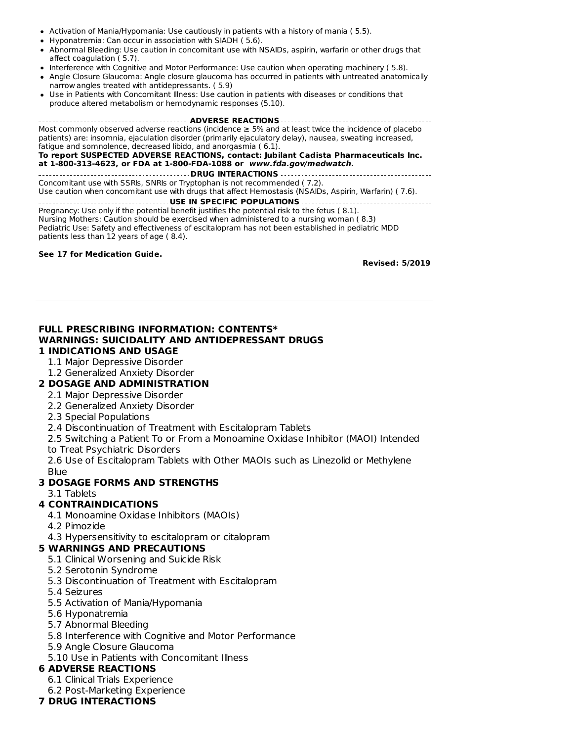- Activation of Mania/Hypomania: Use cautiously in patients with a history of mania ( 5.5).
- Hyponatremia: Can occur in association with SIADH ( 5.6).
- Abnormal Bleeding: Use caution in concomitant use with NSAIDs, aspirin, warfarin or other drugs that affect coagulation ( 5.7).
- Interference with Cognitive and Motor Performance: Use caution when operating machinery ( 5.8).
- Angle Closure Glaucoma: Angle closure glaucoma has occurred in patients with untreated anatomically narrow angles treated with antidepressants. ( 5.9)
- Use in Patients with Concomitant Illness: Use caution in patients with diseases or conditions that produce altered metabolism or hemodynamic responses (5.10).

**ADVERSE REACTIONS**

Most commonly observed adverse reactions (incidence ≥ 5% and at least twice the incidence of placebo patients) are: insomnia, ejaculation disorder (primarily ejaculatory delay), nausea, sweating increased, fatigue and somnolence, decreased libido, and anorgasmia ( 6.1).

**To report SUSPECTED ADVERSE REACTIONS, contact: Jubilant Cadista Pharmaceuticals Inc. at 1-800-313-4623, or FDA at 1-800-FDA-1088 or *www.fda.gov/medwatch*.**

**DRUG INTERACTIONS**

Concomitant use with SSRIs, SNRIs or Tryptophan is not recommended ( 7.2).
Use caution when concomitant use with drugs that affect Hemostasis (NSAIDs, Aspirin, Warfarin) ( 7.6).

**USE IN SPECIFIC POPULATIONS**

Pregnancy: Use only if the potential benefit justifies the potential risk to the fetus ( 8.1).
Nursing Mothers: Caution should be exercised when administered to a nursing woman ( 8.3)
Pediatric Use: Safety and effectiveness of escitalopram has not been established in pediatric MDD patients less than 12 years of age ( 8.4).

**See 17 for Medication Guide.**

**Revised: 5/2019**

---

**FULL PRESCRIBING INFORMATION: CONTENTS***

**WARNINGS: SUICIDALITY AND ANTIDEPRESSANT DRUGS**

**1 INDICATIONS AND USAGE**
- 1.1 Major Depressive Disorder
- 1.2 Generalized Anxiety Disorder

**2 DOSAGE AND ADMINISTRATION**
- 2.1 Major Depressive Disorder
- 2.2 Generalized Anxiety Disorder
- 2.3 Special Populations
- 2.4 Discontinuation of Treatment with Escitalopram Tablets
- 2.5 Switching a Patient To or From a Monoamine Oxidase Inhibitor (MAOI) Intended to Treat Psychiatric Disorders
- 2.6 Use of Escitalopram Tablets with Other MAOIs such as Linezolid or Methylene Blue

**3 DOSAGE FORMS AND STRENGTHS**
- 3.1 Tablets

**4 CONTRAINDICATIONS**
- 4.1 Monoamine Oxidase Inhibitors (MAOIs)
- 4.2 Pimozide
- 4.3 Hypersensitivity to escitalopram or citalopram

**5 WARNINGS AND PRECAUTIONS**
- 5.1 Clinical Worsening and Suicide Risk
- 5.2 Serotonin Syndrome
- 5.3 Discontinuation of Treatment with Escitalopram
- 5.4 Seizures
- 5.5 Activation of Mania/Hypomania
- 5.6 Hyponatremia
- 5.7 Abnormal Bleeding
- 5.8 Interference with Cognitive and Motor Performance
- 5.9 Angle Closure Glaucoma
- 5.10 Use in Patients with Concomitant Illness

**6 ADVERSE REACTIONS**
- 6.1 Clinical Trials Experience
- 6.2 Post-Marketing Experience

**7 DRUG INTERACTIONS**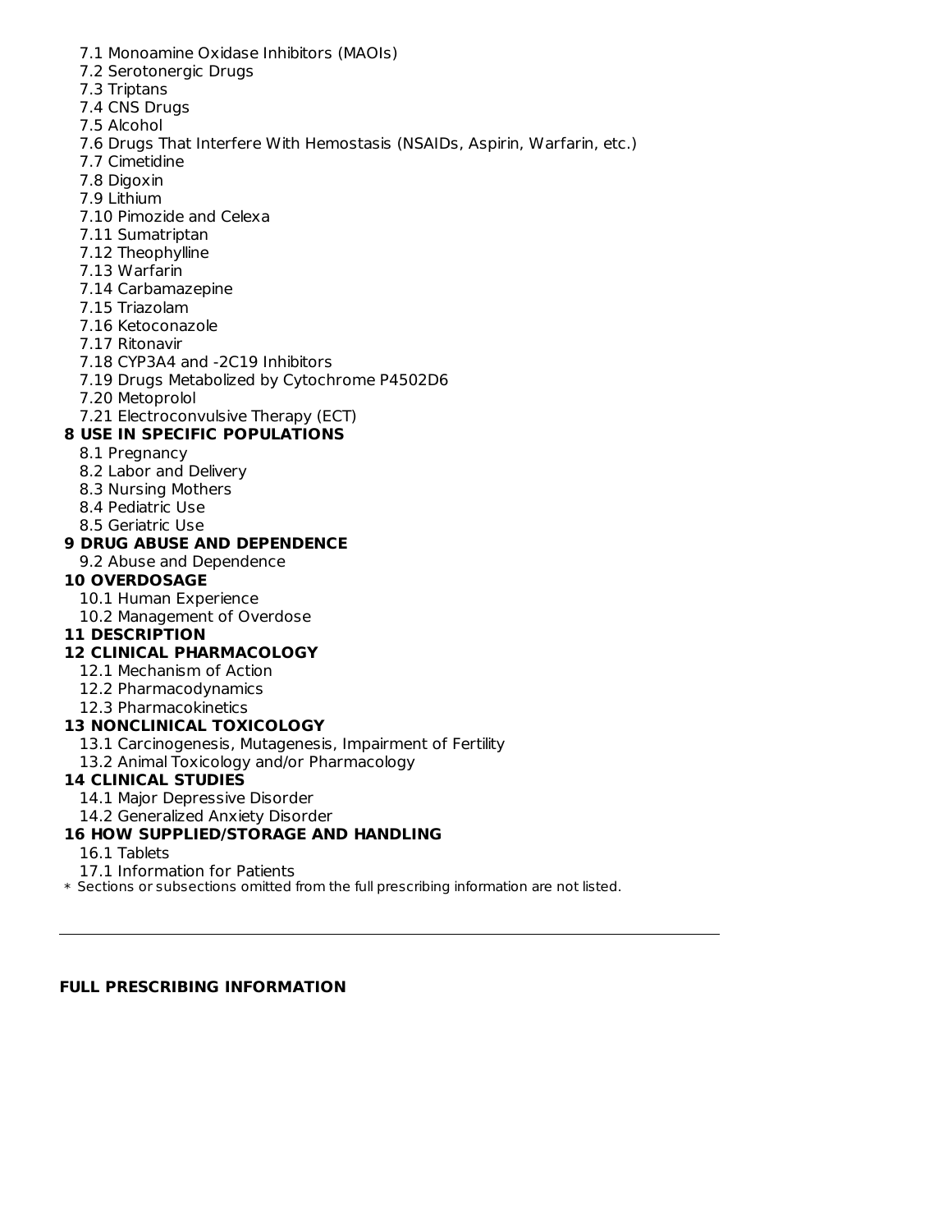- 7.1 Monoamine Oxidase Inhibitors (MAOIs)
- 7.2 Serotonergic Drugs
- 7.3 Triptans
- 7.4 CNS Drugs
- 7.5 Alcohol
- 7.6 Drugs That Interfere With Hemostasis (NSAIDs, Aspirin, Warfarin, etc.)
- 7.7 Cimetidine
- 7.8 Digoxin
- 7.9 Lithium
- 7.10 Pimozide and Celexa
- 7.11 Sumatriptan
- 7.12 Theophylline
- 7.13 Warfarin
- 7.14 Carbamazepine
- 7.15 Triazolam
- 7.16 Ketoconazole
- 7.17 Ritonavir
- 7.18 CYP3A4 and -2C19 Inhibitors
- 7.19 Drugs Metabolized by Cytochrome P4502D6
- 7.20 Metoprolol
- 7.21 Electroconvulsive Therapy (ECT)

**8 USE IN SPECIFIC POPULATIONS**

- 8.1 Pregnancy
- 8.2 Labor and Delivery
- 8.3 Nursing Mothers
- 8.4 Pediatric Use
- 8.5 Geriatric Use

**9 DRUG ABUSE AND DEPENDENCE**

- 9.2 Abuse and Dependence

**10 OVERDOSAGE**

- 10.1 Human Experience
- 10.2 Management of Overdose

**11 DESCRIPTION**

**12 CLINICAL PHARMACOLOGY**

- 12.1 Mechanism of Action
- 12.2 Pharmacodynamics
- 12.3 Pharmacokinetics

**13 NONCLINICAL TOXICOLOGY**

- 13.1 Carcinogenesis, Mutagenesis, Impairment of Fertility
- 13.2 Animal Toxicology and/or Pharmacology

**14 CLINICAL STUDIES**

- 14.1 Major Depressive Disorder
- 14.2 Generalized Anxiety Disorder

**16 HOW SUPPLIED/STORAGE AND HANDLING**

- 16.1 Tablets
- 17.1 Information for Patients

* Sections or subsections omitted from the full prescribing information are not listed.

---

**FULL PRESCRIBING INFORMATION**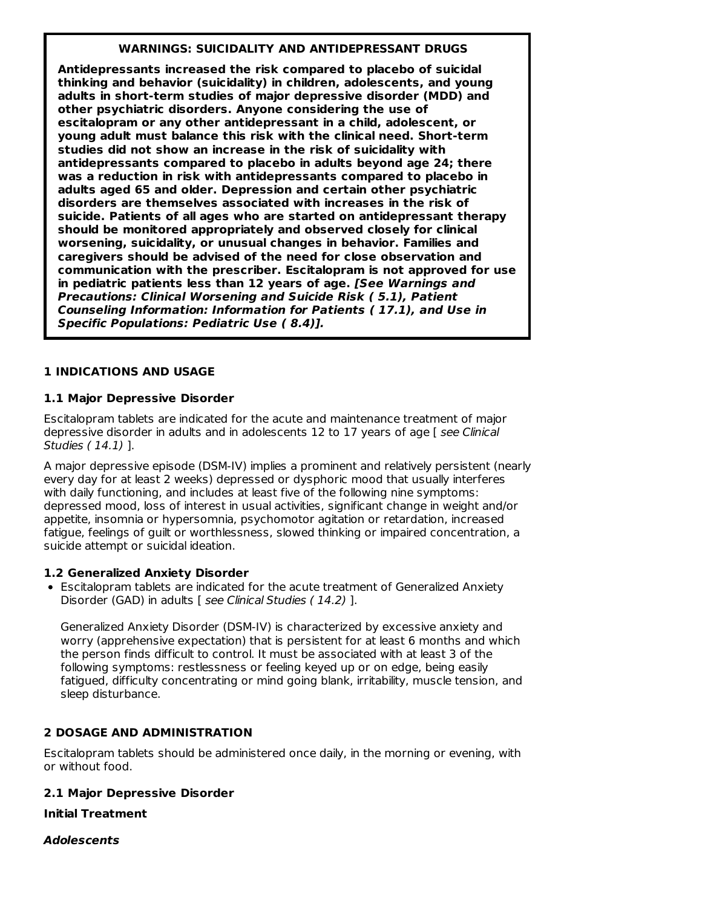**WARNINGS: SUICIDALITY AND ANTIDEPRESSANT DRUGS**

**Antidepressants increased the risk compared to placebo of suicidal thinking and behavior (suicidality) in children, adolescents, and young adults in short-term studies of major depressive disorder (MDD) and other psychiatric disorders. Anyone considering the use of escitalopram or any other antidepressant in a child, adolescent, or young adult must balance this risk with the clinical need. Short-term studies did not show an increase in the risk of suicidality with antidepressants compared to placebo in adults beyond age 24; there was a reduction in risk with antidepressants compared to placebo in adults aged 65 and older. Depression and certain other psychiatric disorders are themselves associated with increases in the risk of suicide. Patients of all ages who are started on antidepressant therapy should be monitored appropriately and observed closely for clinical worsening, suicidality, or unusual changes in behavior. Families and caregivers should be advised of the need for close observation and communication with the prescriber. Escitalopram is not approved for use in pediatric patients less than 12 years of age.** ***[See Warnings and Precautions: Clinical Worsening and Suicide Risk ( 5.1), Patient Counseling Information: Information for Patients ( 17.1), and Use in Specific Populations: Pediatric Use ( 8.4)].***

## 1 INDICATIONS AND USAGE

### 1.1 Major Depressive Disorder

Escitalopram tablets are indicated for the acute and maintenance treatment of major depressive disorder in adults and in adolescents 12 to 17 years of age [ *see Clinical Studies ( 14.1)* ].

A major depressive episode (DSM-IV) implies a prominent and relatively persistent (nearly every day for at least 2 weeks) depressed or dysphoric mood that usually interferes with daily functioning, and includes at least five of the following nine symptoms: depressed mood, loss of interest in usual activities, significant change in weight and/or appetite, insomnia or hypersomnia, psychomotor agitation or retardation, increased fatigue, feelings of guilt or worthlessness, slowed thinking or impaired concentration, a suicide attempt or suicidal ideation.

### 1.2 Generalized Anxiety Disorder

- Escitalopram tablets are indicated for the acute treatment of Generalized Anxiety Disorder (GAD) in adults [ *see Clinical Studies ( 14.2)* ].

  Generalized Anxiety Disorder (DSM-IV) is characterized by excessive anxiety and worry (apprehensive expectation) that is persistent for at least 6 months and which the person finds difficult to control. It must be associated with at least 3 of the following symptoms: restlessness or feeling keyed up or on edge, being easily fatigued, difficulty concentrating or mind going blank, irritability, muscle tension, and sleep disturbance.

## 2 DOSAGE AND ADMINISTRATION

Escitalopram tablets should be administered once daily, in the morning or evening, with or without food.

### 2.1 Major Depressive Disorder

**Initial Treatment**

***Adolescents***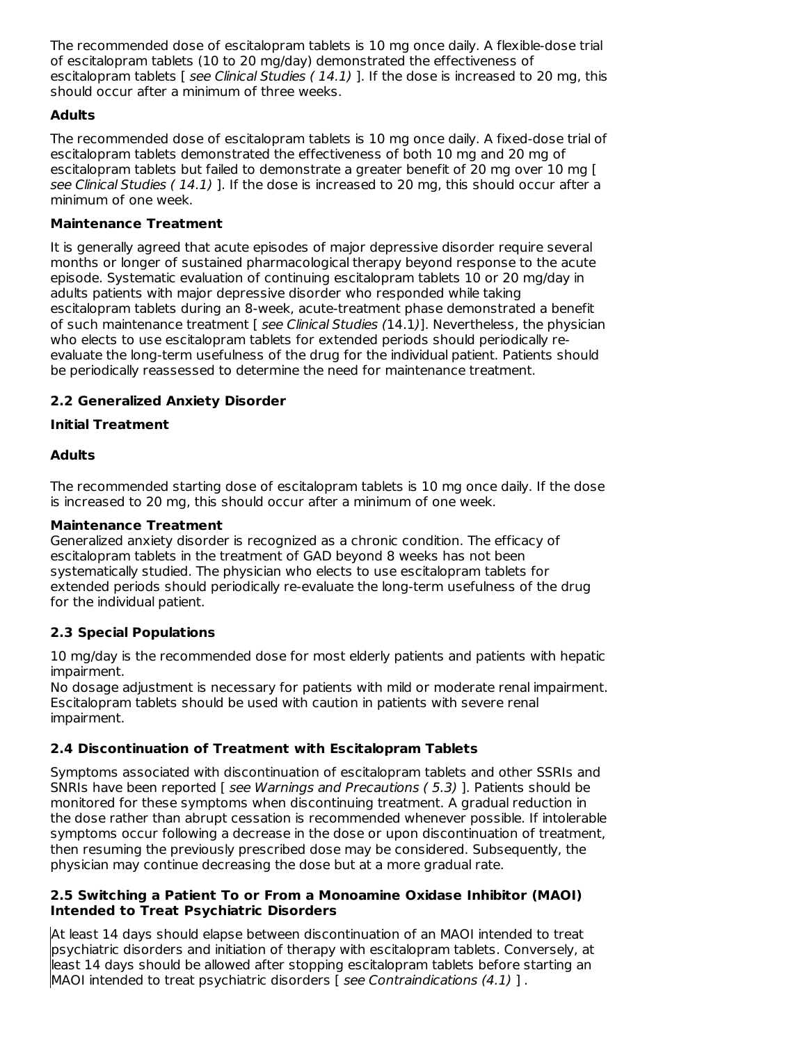The recommended dose of escitalopram tablets is 10 mg once daily. A flexible-dose trial of escitalopram tablets (10 to 20 mg/day) demonstrated the effectiveness of escitalopram tablets [ *see Clinical Studies ( 14.1)* ]. If the dose is increased to 20 mg, this should occur after a minimum of three weeks.

**Adults**

The recommended dose of escitalopram tablets is 10 mg once daily. A fixed-dose trial of escitalopram tablets demonstrated the effectiveness of both 10 mg and 20 mg of escitalopram tablets but failed to demonstrate a greater benefit of 20 mg over 10 mg [ *see Clinical Studies ( 14.1)* ]. If the dose is increased to 20 mg, this should occur after a minimum of one week.

**Maintenance Treatment**

It is generally agreed that acute episodes of major depressive disorder require several months or longer of sustained pharmacological therapy beyond response to the acute episode. Systematic evaluation of continuing escitalopram tablets 10 or 20 mg/day in adults patients with major depressive disorder who responded while taking escitalopram tablets during an 8-week, acute-treatment phase demonstrated a benefit of such maintenance treatment [ *see Clinical Studies (*14.1*)*]. Nevertheless, the physician who elects to use escitalopram tablets for extended periods should periodically re-evaluate the long-term usefulness of the drug for the individual patient. Patients should be periodically reassessed to determine the need for maintenance treatment.

### 2.2 Generalized Anxiety Disorder

**Initial Treatment**

**Adults**

The recommended starting dose of escitalopram tablets is 10 mg once daily. If the dose is increased to 20 mg, this should occur after a minimum of one week.

**Maintenance Treatment**

Generalized anxiety disorder is recognized as a chronic condition. The efficacy of escitalopram tablets in the treatment of GAD beyond 8 weeks has not been systematically studied. The physician who elects to use escitalopram tablets for extended periods should periodically re-evaluate the long-term usefulness of the drug for the individual patient.

### 2.3 Special Populations

10 mg/day is the recommended dose for most elderly patients and patients with hepatic impairment.

No dosage adjustment is necessary for patients with mild or moderate renal impairment. Escitalopram tablets should be used with caution in patients with severe renal impairment.

### 2.4 Discontinuation of Treatment with Escitalopram Tablets

Symptoms associated with discontinuation of escitalopram tablets and other SSRIs and SNRIs have been reported [ *see Warnings and Precautions ( 5.3)* ]. Patients should be monitored for these symptoms when discontinuing treatment. A gradual reduction in the dose rather than abrupt cessation is recommended whenever possible. If intolerable symptoms occur following a decrease in the dose or upon discontinuation of treatment, then resuming the previously prescribed dose may be considered. Subsequently, the physician may continue decreasing the dose but at a more gradual rate.

### 2.5 Switching a Patient To or From a Monoamine Oxidase Inhibitor (MAOI) Intended to Treat Psychiatric Disorders

At least 14 days should elapse between discontinuation of an MAOI intended to treat psychiatric disorders and initiation of therapy with escitalopram tablets. Conversely, at least 14 days should be allowed after stopping escitalopram tablets before starting an MAOI intended to treat psychiatric disorders [ *see Contraindications (4.1)* ] .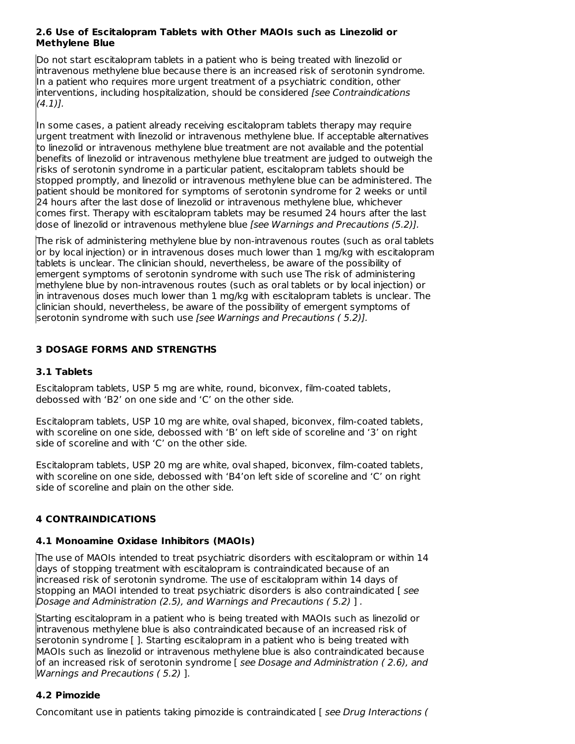### 2.6 Use of Escitalopram Tablets with Other MAOIs such as Linezolid or Methylene Blue

Do not start escitalopram tablets in a patient who is being treated with linezolid or intravenous methylene blue because there is an increased risk of serotonin syndrome. In a patient who requires more urgent treatment of a psychiatric condition, other interventions, including hospitalization, should be considered *[see Contraindications (4.1)]*.

In some cases, a patient already receiving escitalopram tablets therapy may require urgent treatment with linezolid or intravenous methylene blue. If acceptable alternatives to linezolid or intravenous methylene blue treatment are not available and the potential benefits of linezolid or intravenous methylene blue treatment are judged to outweigh the risks of serotonin syndrome in a particular patient, escitalopram tablets should be stopped promptly, and linezolid or intravenous methylene blue can be administered. The patient should be monitored for symptoms of serotonin syndrome for 2 weeks or until 24 hours after the last dose of linezolid or intravenous methylene blue, whichever comes first. Therapy with escitalopram tablets may be resumed 24 hours after the last dose of linezolid or intravenous methylene blue *[see Warnings and Precautions (5.2)]*.

The risk of administering methylene blue by non-intravenous routes (such as oral tablets or by local injection) or in intravenous doses much lower than 1 mg/kg with escitalopram tablets is unclear. The clinician should, nevertheless, be aware of the possibility of emergent symptoms of serotonin syndrome with such use The risk of administering methylene blue by non-intravenous routes (such as oral tablets or by local injection) or in intravenous doses much lower than 1 mg/kg with escitalopram tablets is unclear. The clinician should, nevertheless, be aware of the possibility of emergent symptoms of serotonin syndrome with such use *[see Warnings and Precautions ( 5.2)]*.

## 3 DOSAGE FORMS AND STRENGTHS

### 3.1 Tablets

Escitalopram tablets, USP 5 mg are white, round, biconvex, film-coated tablets, debossed with ‘B2’ on one side and ‘C’ on the other side.

Escitalopram tablets, USP 10 mg are white, oval shaped, biconvex, film-coated tablets, with scoreline on one side, debossed with ‘B’ on left side of scoreline and ‘3’ on right side of scoreline and with ‘C’ on the other side.

Escitalopram tablets, USP 20 mg are white, oval shaped, biconvex, film-coated tablets, with scoreline on one side, debossed with ‘B4’on left side of scoreline and ‘C’ on right side of scoreline and plain on the other side.

## 4 CONTRAINDICATIONS

### 4.1 Monoamine Oxidase Inhibitors (MAOIs)

The use of MAOIs intended to treat psychiatric disorders with escitalopram or within 14 days of stopping treatment with escitalopram is contraindicated because of an increased risk of serotonin syndrome. The use of escitalopram within 14 days of stopping an MAOI intended to treat psychiatric disorders is also contraindicated [ *see Dosage and Administration (2.5), and Warnings and Precautions ( 5.2)* ] .

Starting escitalopram in a patient who is being treated with MAOIs such as linezolid or intravenous methylene blue is also contraindicated because of an increased risk of serotonin syndrome [ ]. Starting escitalopram in a patient who is being treated with MAOIs such as linezolid or intravenous methylene blue is also contraindicated because of an increased risk of serotonin syndrome [ *see Dosage and Administration ( 2.6), and Warnings and Precautions ( 5.2)* ].

### 4.2 Pimozide

Concomitant use in patients taking pimozide is contraindicated [ *see Drug Interactions (*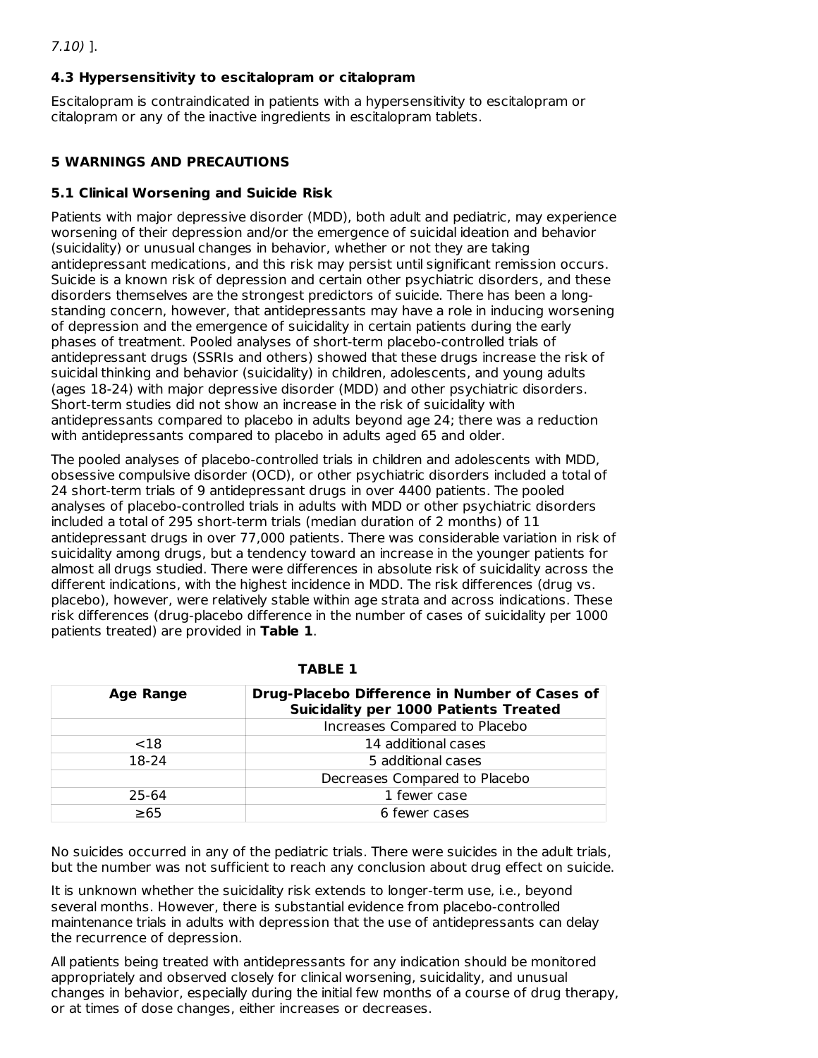7.10) ].

### 4.3 Hypersensitivity to escitalopram or citalopram

Escitalopram is contraindicated in patients with a hypersensitivity to escitalopram or citalopram or any of the inactive ingredients in escitalopram tablets.

## 5 WARNINGS AND PRECAUTIONS

### 5.1 Clinical Worsening and Suicide Risk

Patients with major depressive disorder (MDD), both adult and pediatric, may experience worsening of their depression and/or the emergence of suicidal ideation and behavior (suicidality) or unusual changes in behavior, whether or not they are taking antidepressant medications, and this risk may persist until significant remission occurs. Suicide is a known risk of depression and certain other psychiatric disorders, and these disorders themselves are the strongest predictors of suicide. There has been a long-standing concern, however, that antidepressants may have a role in inducing worsening of depression and the emergence of suicidality in certain patients during the early phases of treatment. Pooled analyses of short-term placebo-controlled trials of antidepressant drugs (SSRIs and others) showed that these drugs increase the risk of suicidal thinking and behavior (suicidality) in children, adolescents, and young adults (ages 18-24) with major depressive disorder (MDD) and other psychiatric disorders. Short-term studies did not show an increase in the risk of suicidality with antidepressants compared to placebo in adults beyond age 24; there was a reduction with antidepressants compared to placebo in adults aged 65 and older.

The pooled analyses of placebo-controlled trials in children and adolescents with MDD, obsessive compulsive disorder (OCD), or other psychiatric disorders included a total of 24 short-term trials of 9 antidepressant drugs in over 4400 patients. The pooled analyses of placebo-controlled trials in adults with MDD or other psychiatric disorders included a total of 295 short-term trials (median duration of 2 months) of 11 antidepressant drugs in over 77,000 patients. There was considerable variation in risk of suicidality among drugs, but a tendency toward an increase in the younger patients for almost all drugs studied. There were differences in absolute risk of suicidality across the different indications, with the highest incidence in MDD. The risk differences (drug vs. placebo), however, were relatively stable within age strata and across indications. These risk differences (drug-placebo difference in the number of cases of suicidality per 1000 patients treated) are provided in **Table 1**.

**TABLE 1**

| Age Range | Drug-Placebo Difference in Number of Cases of Suicidality per 1000 Patients Treated |
|---|---|
| | Increases Compared to Placebo |
| <18 | 14 additional cases |
| 18-24 | 5 additional cases |
| | Decreases Compared to Placebo |
| 25-64 | 1 fewer case |
| ≥65 | 6 fewer cases |

No suicides occurred in any of the pediatric trials. There were suicides in the adult trials, but the number was not sufficient to reach any conclusion about drug effect on suicide.

It is unknown whether the suicidality risk extends to longer-term use, i.e., beyond several months. However, there is substantial evidence from placebo-controlled maintenance trials in adults with depression that the use of antidepressants can delay the recurrence of depression.

All patients being treated with antidepressants for any indication should be monitored appropriately and observed closely for clinical worsening, suicidality, and unusual changes in behavior, especially during the initial few months of a course of drug therapy, or at times of dose changes, either increases or decreases.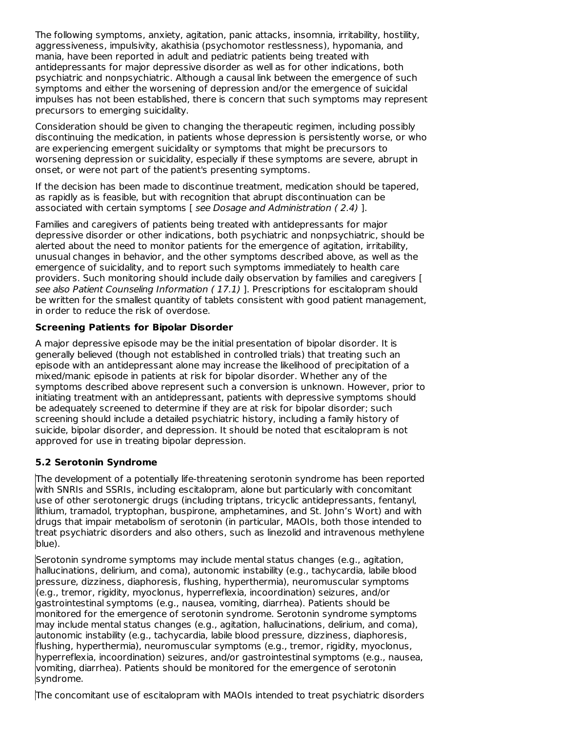The following symptoms, anxiety, agitation, panic attacks, insomnia, irritability, hostility, aggressiveness, impulsivity, akathisia (psychomotor restlessness), hypomania, and mania, have been reported in adult and pediatric patients being treated with antidepressants for major depressive disorder as well as for other indications, both psychiatric and nonpsychiatric. Although a causal link between the emergence of such symptoms and either the worsening of depression and/or the emergence of suicidal impulses has not been established, there is concern that such symptoms may represent precursors to emerging suicidality.

Consideration should be given to changing the therapeutic regimen, including possibly discontinuing the medication, in patients whose depression is persistently worse, or who are experiencing emergent suicidality or symptoms that might be precursors to worsening depression or suicidality, especially if these symptoms are severe, abrupt in onset, or were not part of the patient's presenting symptoms.

If the decision has been made to discontinue treatment, medication should be tapered, as rapidly as is feasible, but with recognition that abrupt discontinuation can be associated with certain symptoms [ *see Dosage and Administration ( 2.4)* ].

Families and caregivers of patients being treated with antidepressants for major depressive disorder or other indications, both psychiatric and nonpsychiatric, should be alerted about the need to monitor patients for the emergence of agitation, irritability, unusual changes in behavior, and the other symptoms described above, as well as the emergence of suicidality, and to report such symptoms immediately to health care providers. Such monitoring should include daily observation by families and caregivers [ *see also Patient Counseling Information ( 17.1)* ]. Prescriptions for escitalopram should be written for the smallest quantity of tablets consistent with good patient management, in order to reduce the risk of overdose.

**Screening Patients for Bipolar Disorder**

A major depressive episode may be the initial presentation of bipolar disorder. It is generally believed (though not established in controlled trials) that treating such an episode with an antidepressant alone may increase the likelihood of precipitation of a mixed/manic episode in patients at risk for bipolar disorder. Whether any of the symptoms described above represent such a conversion is unknown. However, prior to initiating treatment with an antidepressant, patients with depressive symptoms should be adequately screened to determine if they are at risk for bipolar disorder; such screening should include a detailed psychiatric history, including a family history of suicide, bipolar disorder, and depression. It should be noted that escitalopram is not approved for use in treating bipolar depression.

### 5.2 Serotonin Syndrome

The development of a potentially life-threatening serotonin syndrome has been reported with SNRIs and SSRIs, including escitalopram, alone but particularly with concomitant use of other serotonergic drugs (including triptans, tricyclic antidepressants, fentanyl, lithium, tramadol, tryptophan, buspirone, amphetamines, and St. John's Wort) and with drugs that impair metabolism of serotonin (in particular, MAOIs, both those intended to treat psychiatric disorders and also others, such as linezolid and intravenous methylene blue).

Serotonin syndrome symptoms may include mental status changes (e.g., agitation, hallucinations, delirium, and coma), autonomic instability (e.g., tachycardia, labile blood pressure, dizziness, diaphoresis, flushing, hyperthermia), neuromuscular symptoms (e.g., tremor, rigidity, myoclonus, hyperreflexia, incoordination) seizures, and/or gastrointestinal symptoms (e.g., nausea, vomiting, diarrhea). Patients should be monitored for the emergence of serotonin syndrome. Serotonin syndrome symptoms may include mental status changes (e.g., agitation, hallucinations, delirium, and coma), autonomic instability (e.g., tachycardia, labile blood pressure, dizziness, diaphoresis, flushing, hyperthermia), neuromuscular symptoms (e.g., tremor, rigidity, myoclonus, hyperreflexia, incoordination) seizures, and/or gastrointestinal symptoms (e.g., nausea, vomiting, diarrhea). Patients should be monitored for the emergence of serotonin syndrome.

The concomitant use of escitalopram with MAOIs intended to treat psychiatric disorders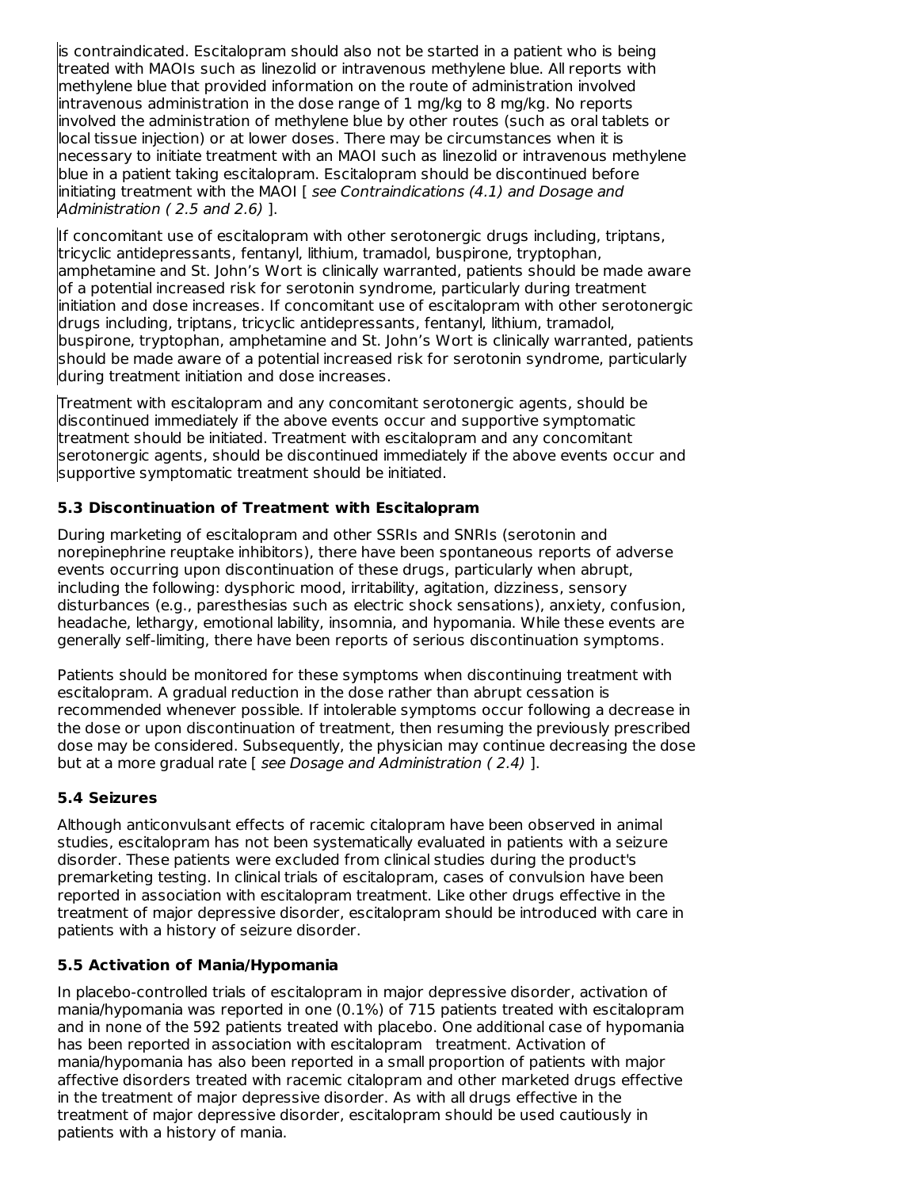is contraindicated. Escitalopram should also not be started in a patient who is being treated with MAOIs such as linezolid or intravenous methylene blue. All reports with methylene blue that provided information on the route of administration involved intravenous administration in the dose range of 1 mg/kg to 8 mg/kg. No reports involved the administration of methylene blue by other routes (such as oral tablets or local tissue injection) or at lower doses. There may be circumstances when it is necessary to initiate treatment with an MAOI such as linezolid or intravenous methylene blue in a patient taking escitalopram. Escitalopram should be discontinued before initiating treatment with the MAOI [ *see Contraindications (4.1) and Dosage and Administration ( 2.5 and 2.6)* ].

If concomitant use of escitalopram with other serotonergic drugs including, triptans, tricyclic antidepressants, fentanyl, lithium, tramadol, buspirone, tryptophan, amphetamine and St. John's Wort is clinically warranted, patients should be made aware of a potential increased risk for serotonin syndrome, particularly during treatment initiation and dose increases. If concomitant use of escitalopram with other serotonergic drugs including, triptans, tricyclic antidepressants, fentanyl, lithium, tramadol, buspirone, tryptophan, amphetamine and St. John's Wort is clinically warranted, patients should be made aware of a potential increased risk for serotonin syndrome, particularly during treatment initiation and dose increases.

Treatment with escitalopram and any concomitant serotonergic agents, should be discontinued immediately if the above events occur and supportive symptomatic treatment should be initiated. Treatment with escitalopram and any concomitant serotonergic agents, should be discontinued immediately if the above events occur and supportive symptomatic treatment should be initiated.

### 5.3 Discontinuation of Treatment with Escitalopram

During marketing of escitalopram and other SSRIs and SNRIs (serotonin and norepinephrine reuptake inhibitors), there have been spontaneous reports of adverse events occurring upon discontinuation of these drugs, particularly when abrupt, including the following: dysphoric mood, irritability, agitation, dizziness, sensory disturbances (e.g., paresthesias such as electric shock sensations), anxiety, confusion, headache, lethargy, emotional lability, insomnia, and hypomania. While these events are generally self-limiting, there have been reports of serious discontinuation symptoms.

Patients should be monitored for these symptoms when discontinuing treatment with escitalopram. A gradual reduction in the dose rather than abrupt cessation is recommended whenever possible. If intolerable symptoms occur following a decrease in the dose or upon discontinuation of treatment, then resuming the previously prescribed dose may be considered. Subsequently, the physician may continue decreasing the dose but at a more gradual rate [ *see Dosage and Administration ( 2.4)* ].

### 5.4 Seizures

Although anticonvulsant effects of racemic citalopram have been observed in animal studies, escitalopram has not been systematically evaluated in patients with a seizure disorder. These patients were excluded from clinical studies during the product's premarketing testing. In clinical trials of escitalopram, cases of convulsion have been reported in association with escitalopram treatment. Like other drugs effective in the treatment of major depressive disorder, escitalopram should be introduced with care in patients with a history of seizure disorder.

### 5.5 Activation of Mania/Hypomania

In placebo-controlled trials of escitalopram in major depressive disorder, activation of mania/hypomania was reported in one (0.1%) of 715 patients treated with escitalopram and in none of the 592 patients treated with placebo. One additional case of hypomania has been reported in association with escitalopram treatment. Activation of mania/hypomania has also been reported in a small proportion of patients with major affective disorders treated with racemic citalopram and other marketed drugs effective in the treatment of major depressive disorder. As with all drugs effective in the treatment of major depressive disorder, escitalopram should be used cautiously in patients with a history of mania.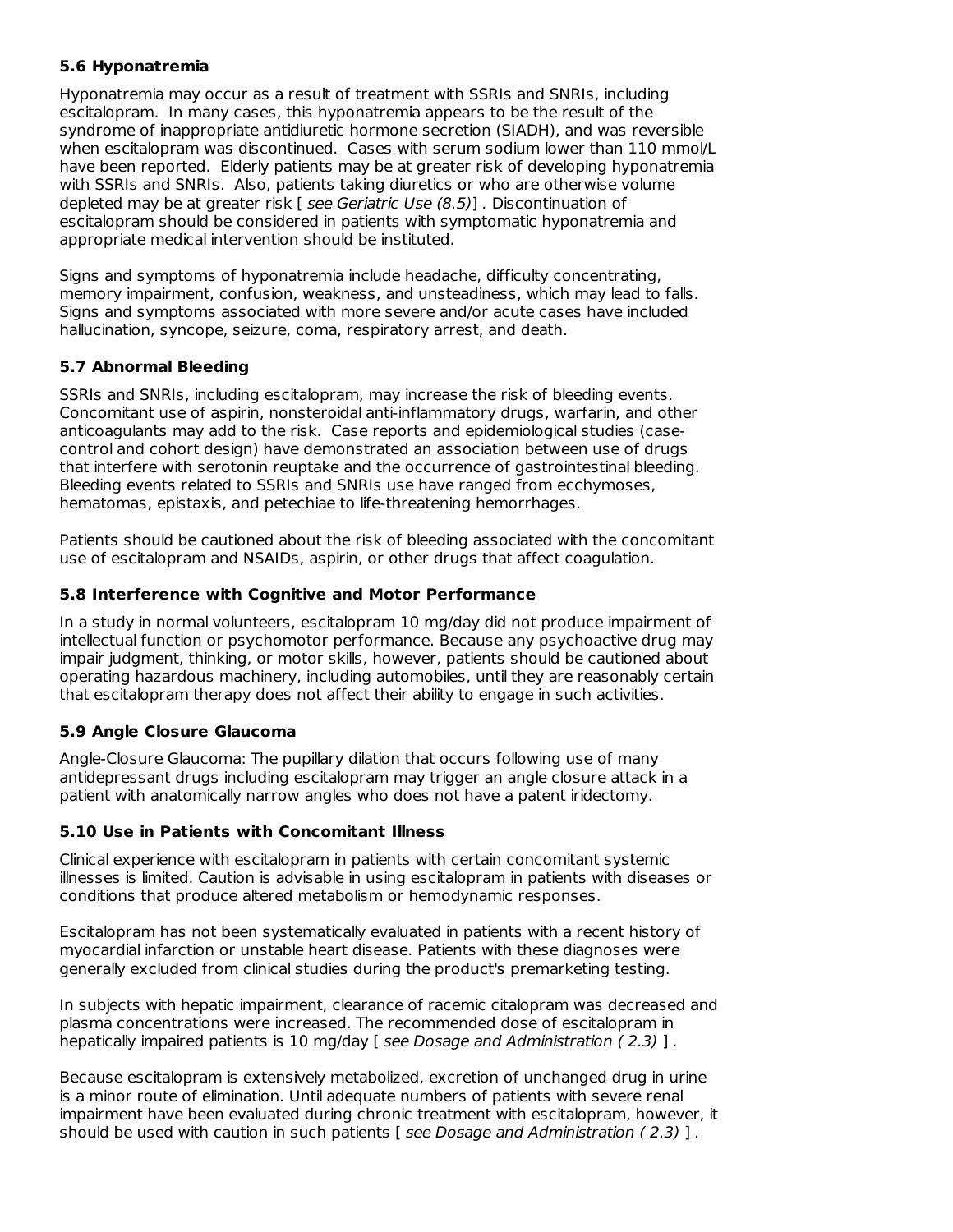### 5.6 Hyponatremia

Hyponatremia may occur as a result of treatment with SSRIs and SNRIs, including escitalopram. In many cases, this hyponatremia appears to be the result of the syndrome of inappropriate antidiuretic hormone secretion (SIADH), and was reversible when escitalopram was discontinued. Cases with serum sodium lower than 110 mmol/L have been reported. Elderly patients may be at greater risk of developing hyponatremia with SSRIs and SNRIs. Also, patients taking diuretics or who are otherwise volume depleted may be at greater risk [ *see Geriatric Use (8.5)*] . Discontinuation of escitalopram should be considered in patients with symptomatic hyponatremia and appropriate medical intervention should be instituted.

Signs and symptoms of hyponatremia include headache, difficulty concentrating, memory impairment, confusion, weakness, and unsteadiness, which may lead to falls. Signs and symptoms associated with more severe and/or acute cases have included hallucination, syncope, seizure, coma, respiratory arrest, and death.

### 5.7 Abnormal Bleeding

SSRIs and SNRIs, including escitalopram, may increase the risk of bleeding events. Concomitant use of aspirin, nonsteroidal anti-inflammatory drugs, warfarin, and other anticoagulants may add to the risk. Case reports and epidemiological studies (case-control and cohort design) have demonstrated an association between use of drugs that interfere with serotonin reuptake and the occurrence of gastrointestinal bleeding. Bleeding events related to SSRIs and SNRIs use have ranged from ecchymoses, hematomas, epistaxis, and petechiae to life-threatening hemorrhages.

Patients should be cautioned about the risk of bleeding associated with the concomitant use of escitalopram and NSAIDs, aspirin, or other drugs that affect coagulation.

### 5.8 Interference with Cognitive and Motor Performance

In a study in normal volunteers, escitalopram 10 mg/day did not produce impairment of intellectual function or psychomotor performance. Because any psychoactive drug may impair judgment, thinking, or motor skills, however, patients should be cautioned about operating hazardous machinery, including automobiles, until they are reasonably certain that escitalopram therapy does not affect their ability to engage in such activities.

### 5.9 Angle Closure Glaucoma

Angle-Closure Glaucoma: The pupillary dilation that occurs following use of many antidepressant drugs including escitalopram may trigger an angle closure attack in a patient with anatomically narrow angles who does not have a patent iridectomy.

### 5.10 Use in Patients with Concomitant Illness

Clinical experience with escitalopram in patients with certain concomitant systemic illnesses is limited. Caution is advisable in using escitalopram in patients with diseases or conditions that produce altered metabolism or hemodynamic responses.

Escitalopram has not been systematically evaluated in patients with a recent history of myocardial infarction or unstable heart disease. Patients with these diagnoses were generally excluded from clinical studies during the product's premarketing testing.

In subjects with hepatic impairment, clearance of racemic citalopram was decreased and plasma concentrations were increased. The recommended dose of escitalopram in hepatically impaired patients is 10 mg/day [ *see Dosage and Administration ( 2.3)* ] .

Because escitalopram is extensively metabolized, excretion of unchanged drug in urine is a minor route of elimination. Until adequate numbers of patients with severe renal impairment have been evaluated during chronic treatment with escitalopram, however, it should be used with caution in such patients [ *see Dosage and Administration ( 2.3)* ] .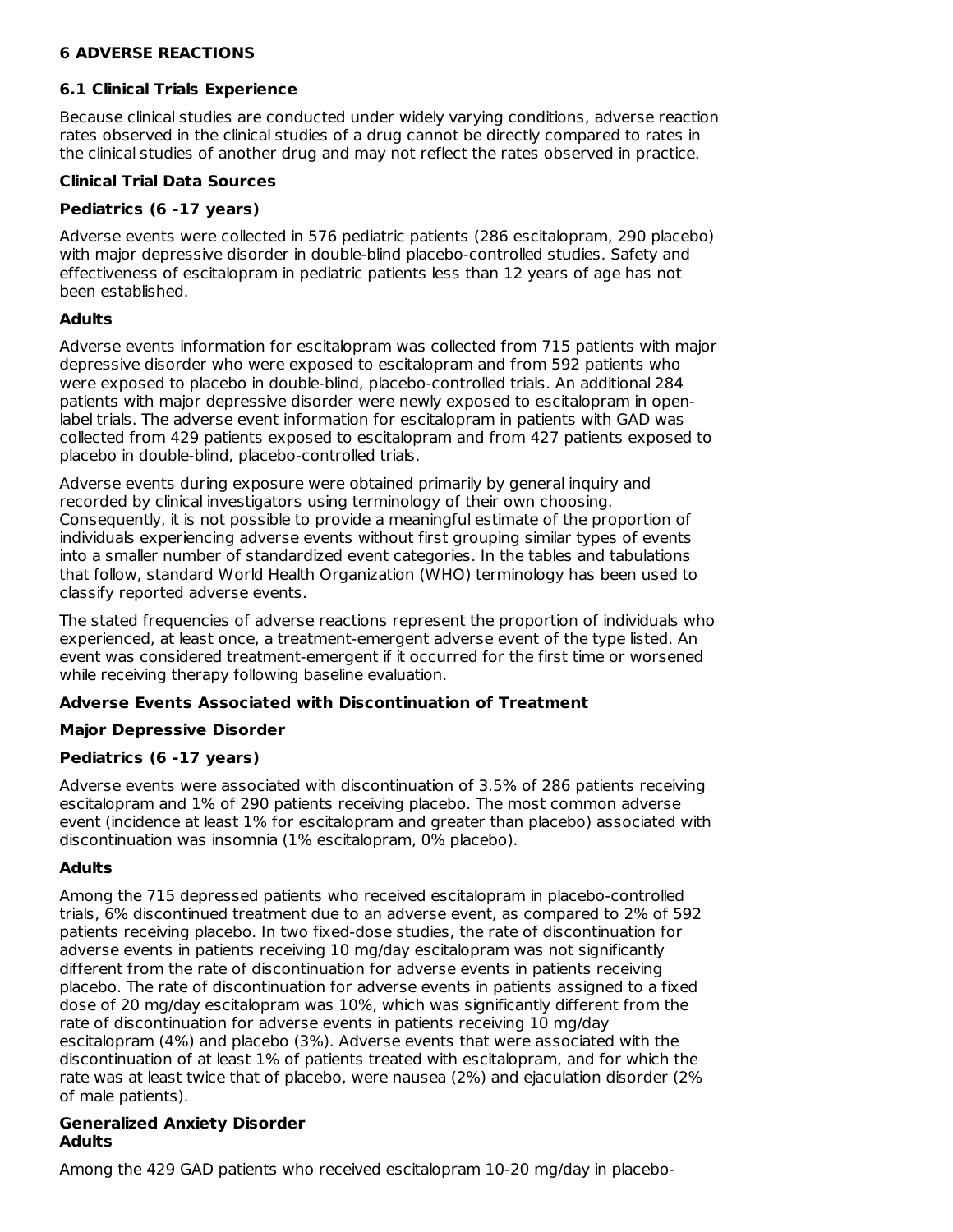## 6 ADVERSE REACTIONS

### 6.1 Clinical Trials Experience

Because clinical studies are conducted under widely varying conditions, adverse reaction rates observed in the clinical studies of a drug cannot be directly compared to rates in the clinical studies of another drug and may not reflect the rates observed in practice.

**Clinical Trial Data Sources**

**Pediatrics (6 -17 years)**

Adverse events were collected in 576 pediatric patients (286 escitalopram, 290 placebo) with major depressive disorder in double-blind placebo-controlled studies. Safety and effectiveness of escitalopram in pediatric patients less than 12 years of age has not been established.

**Adults**

Adverse events information for escitalopram was collected from 715 patients with major depressive disorder who were exposed to escitalopram and from 592 patients who were exposed to placebo in double-blind, placebo-controlled trials. An additional 284 patients with major depressive disorder were newly exposed to escitalopram in open-label trials. The adverse event information for escitalopram in patients with GAD was collected from 429 patients exposed to escitalopram and from 427 patients exposed to placebo in double-blind, placebo-controlled trials.

Adverse events during exposure were obtained primarily by general inquiry and recorded by clinical investigators using terminology of their own choosing. Consequently, it is not possible to provide a meaningful estimate of the proportion of individuals experiencing adverse events without first grouping similar types of events into a smaller number of standardized event categories. In the tables and tabulations that follow, standard World Health Organization (WHO) terminology has been used to classify reported adverse events.

The stated frequencies of adverse reactions represent the proportion of individuals who experienced, at least once, a treatment-emergent adverse event of the type listed. An event was considered treatment-emergent if it occurred for the first time or worsened while receiving therapy following baseline evaluation.

**Adverse Events Associated with Discontinuation of Treatment**

**Major Depressive Disorder**

**Pediatrics (6 -17 years)**

Adverse events were associated with discontinuation of 3.5% of 286 patients receiving escitalopram and 1% of 290 patients receiving placebo. The most common adverse event (incidence at least 1% for escitalopram and greater than placebo) associated with discontinuation was insomnia (1% escitalopram, 0% placebo).

**Adults**

Among the 715 depressed patients who received escitalopram in placebo-controlled trials, 6% discontinued treatment due to an adverse event, as compared to 2% of 592 patients receiving placebo. In two fixed-dose studies, the rate of discontinuation for adverse events in patients receiving 10 mg/day escitalopram was not significantly different from the rate of discontinuation for adverse events in patients receiving placebo. The rate of discontinuation for adverse events in patients assigned to a fixed dose of 20 mg/day escitalopram was 10%, which was significantly different from the rate of discontinuation for adverse events in patients receiving 10 mg/day escitalopram (4%) and placebo (3%). Adverse events that were associated with the discontinuation of at least 1% of patients treated with escitalopram, and for which the rate was at least twice that of placebo, were nausea (2%) and ejaculation disorder (2% of male patients).

**Generalized Anxiety Disorder**
**Adults**

Among the 429 GAD patients who received escitalopram 10-20 mg/day in placebo-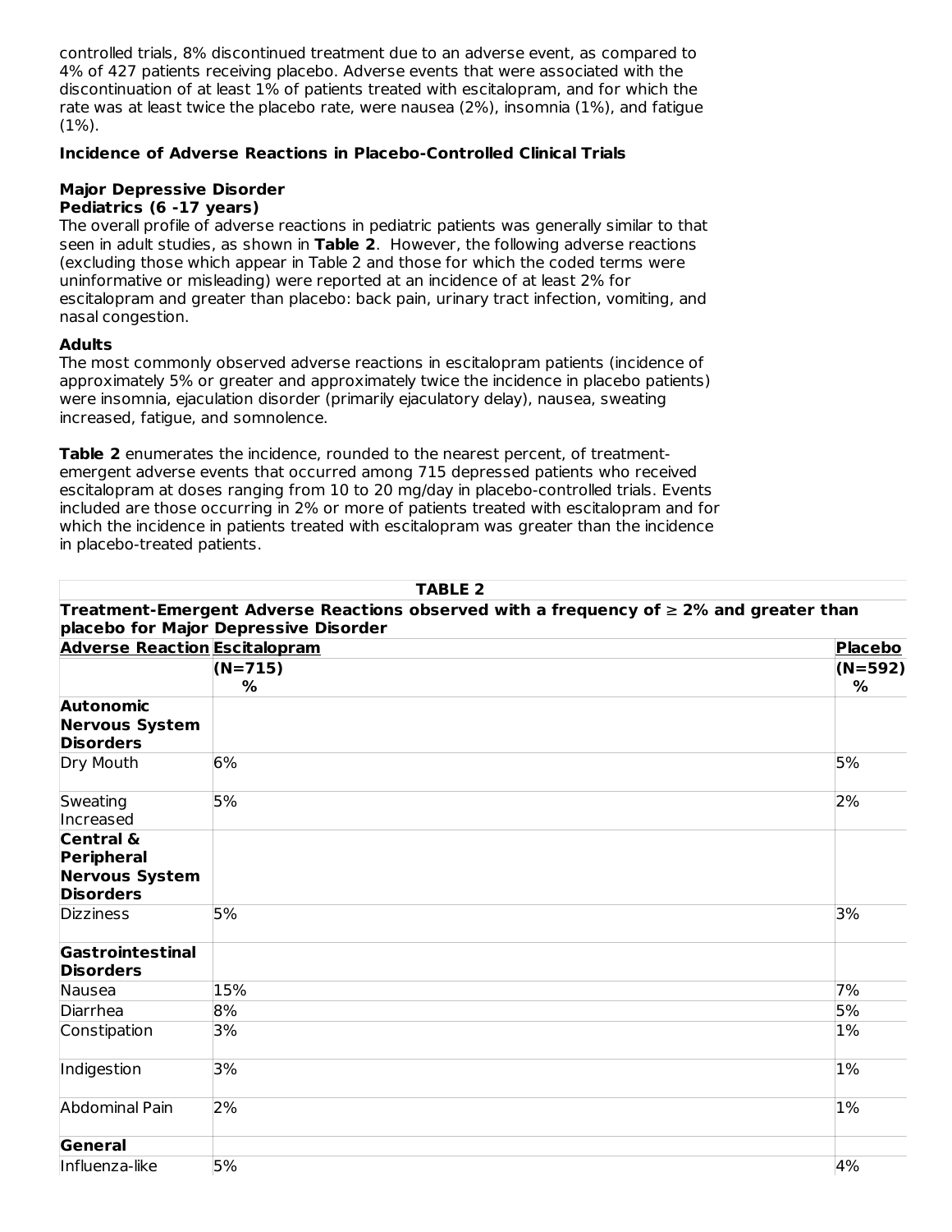controlled trials, 8% discontinued treatment due to an adverse event, as compared to 4% of 427 patients receiving placebo. Adverse events that were associated with the discontinuation of at least 1% of patients treated with escitalopram, and for which the rate was at least twice the placebo rate, were nausea (2%), insomnia (1%), and fatigue (1%).

**Incidence of Adverse Reactions in Placebo-Controlled Clinical Trials**

**Major Depressive Disorder**
**Pediatrics (6 -17 years)**

The overall profile of adverse reactions in pediatric patients was generally similar to that seen in adult studies, as shown in **Table 2**. However, the following adverse reactions (excluding those which appear in Table 2 and those for which the coded terms were uninformative or misleading) were reported at an incidence of at least 2% for escitalopram and greater than placebo: back pain, urinary tract infection, vomiting, and nasal congestion.

**Adults**

The most commonly observed adverse reactions in escitalopram patients (incidence of approximately 5% or greater and approximately twice the incidence in placebo patients) were insomnia, ejaculation disorder (primarily ejaculatory delay), nausea, sweating increased, fatigue, and somnolence.

**Table 2** enumerates the incidence, rounded to the nearest percent, of treatment-emergent adverse events that occurred among 715 depressed patients who received escitalopram at doses ranging from 10 to 20 mg/day in placebo-controlled trials. Events included are those occurring in 2% or more of patients treated with escitalopram and for which the incidence in patients treated with escitalopram was greater than the incidence in placebo-treated patients.

**TABLE 2**

**Treatment-Emergent Adverse Reactions observed with a frequency of ≥ 2% and greater than placebo for Major Depressive Disorder**

| Adverse Reaction | Escitalopram | Placebo |
|---|---|---|
| | (N=715) % | (N=592) % |
| **Autonomic Nervous System Disorders** | | |
| Dry Mouth | 6% | 5% |
| Sweating Increased | 5% | 2% |
| **Central & Peripheral Nervous System Disorders** | | |
| Dizziness | 5% | 3% |
| **Gastrointestinal Disorders** | | |
| Nausea | 15% | 7% |
| Diarrhea | 8% | 5% |
| Constipation | 3% | 1% |
| Indigestion | 3% | 1% |
| Abdominal Pain | 2% | 1% |
| **General** | | |
| Influenza-like | 5% | 4% |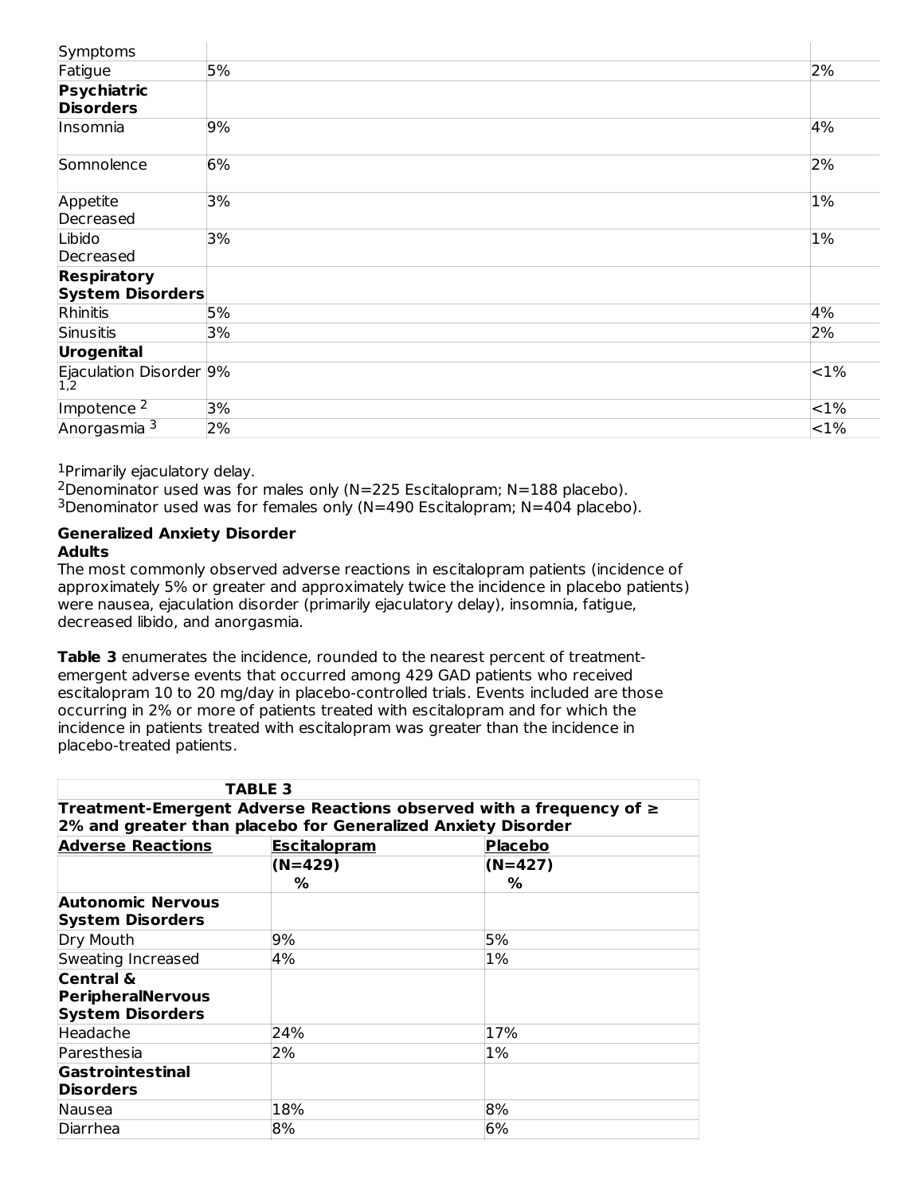| | | |
|---|---|---|
| Symptoms | | |
| Fatigue | 5% | 2% |
| **Psychiatric Disorders** | | |
| Insomnia | 9% | 4% |
| Somnolence | 6% | 2% |
| Appetite Decreased | 3% | 1% |
| Libido Decreased | 3% | 1% |
| **Respiratory System Disorders** | | |
| Rhinitis | 5% | 4% |
| Sinusitis | 3% | 2% |
| **Urogenital** | | |
| Ejaculation Disorder [1,2] | 9% | <1% |
| Impotence [2] | 3% | <1% |
| Anorgasmia [3] | 2% | <1% |

[1]Primarily ejaculatory delay.
[2]Denominator used was for males only (N=225 Escitalopram; N=188 placebo).
[3]Denominator used was for females only (N=490 Escitalopram; N=404 placebo).

**Generalized Anxiety Disorder**
**Adults**

The most commonly observed adverse reactions in escitalopram patients (incidence of approximately 5% or greater and approximately twice the incidence in placebo patients) were nausea, ejaculation disorder (primarily ejaculatory delay), insomnia, fatigue, decreased libido, and anorgasmia.

**Table 3** enumerates the incidence, rounded to the nearest percent of treatment-emergent adverse events that occurred among 429 GAD patients who received escitalopram 10 to 20 mg/day in placebo-controlled trials. Events included are those occurring in 2% or more of patients treated with escitalopram and for which the incidence in patients treated with escitalopram was greater than the incidence in placebo-treated patients.

**TABLE 3**
**Treatment-Emergent Adverse Reactions observed with a frequency of ≥ 2% and greater than placebo for Generalized Anxiety Disorder**

| **Adverse Reactions** | **Escitalopram** | **Placebo** |
|---|---|---|
| | **(N=429) %** | **(N=427) %** |
| **Autonomic Nervous System Disorders** | | |
| Dry Mouth | 9% | 5% |
| Sweating Increased | 4% | 1% |
| **Central & PeripheralNervous System Disorders** | | |
| Headache | 24% | 17% |
| Paresthesia | 2% | 1% |
| **Gastrointestinal Disorders** | | |
| Nausea | 18% | 8% |
| Diarrhea | 8% | 6% |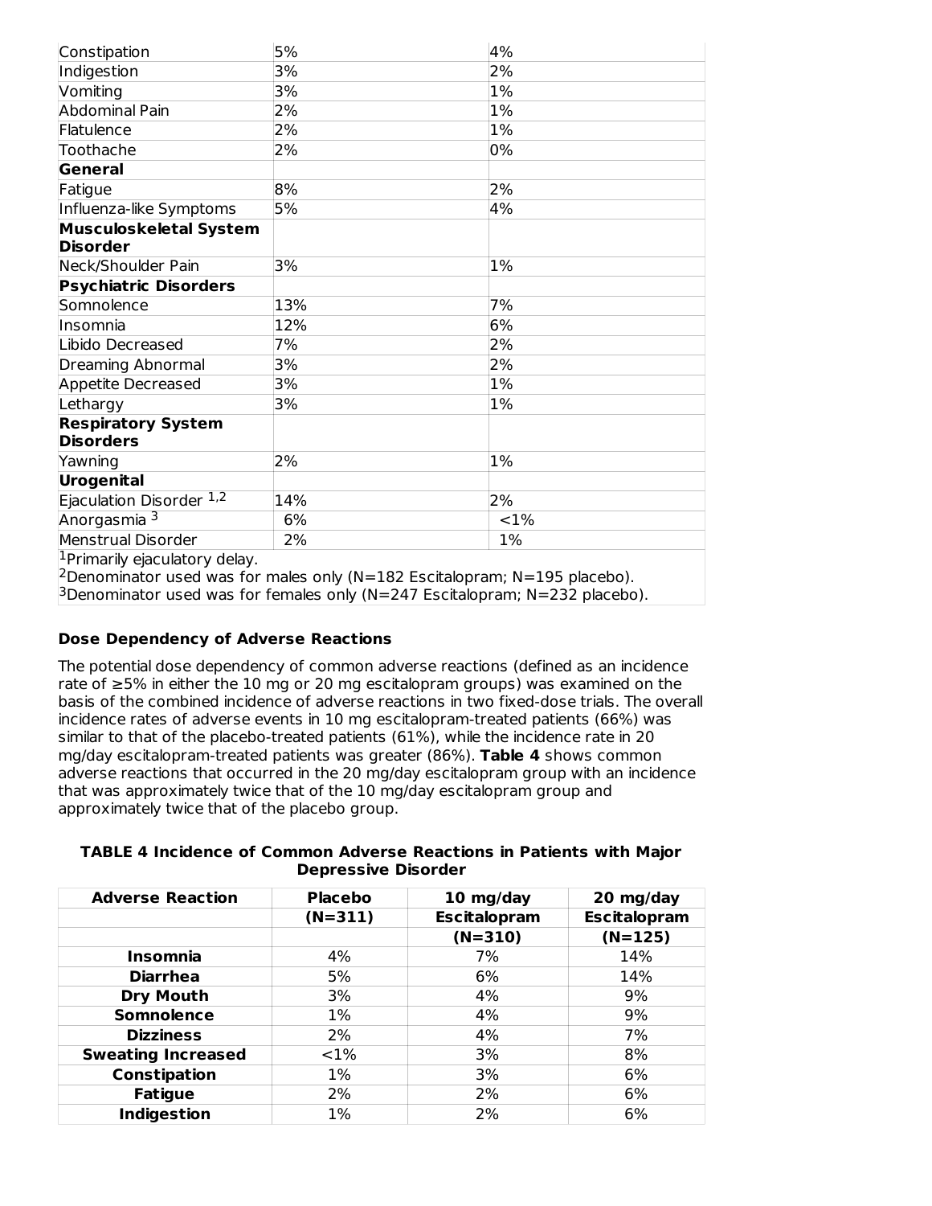| | | |
|---|---|---|
| Constipation | 5% | 4% |
| Indigestion | 3% | 2% |
| Vomiting | 3% | 1% |
| Abdominal Pain | 2% | 1% |
| Flatulence | 2% | 1% |
| Toothache | 2% | 0% |
| **General** | | |
| Fatigue | 8% | 2% |
| Influenza-like Symptoms | 5% | 4% |
| **Musculoskeletal System Disorder** | | |
| Neck/Shoulder Pain | 3% | 1% |
| **Psychiatric Disorders** | | |
| Somnolence | 13% | 7% |
| Insomnia | 12% | 6% |
| Libido Decreased | 7% | 2% |
| Dreaming Abnormal | 3% | 2% |
| Appetite Decreased | 3% | 1% |
| Lethargy | 3% | 1% |
| **Respiratory System Disorders** | | |
| Yawning | 2% | 1% |
| **Urogenital** | | |
| Ejaculation Disorder [1,2] | 14% | 2% |
| Anorgasmia [3] | 6% | <1% |
| Menstrual Disorder | 2% | 1% |

[1]Primarily ejaculatory delay.
[2]Denominator used was for males only (N=182 Escitalopram; N=195 placebo).
[3]Denominator used was for females only (N=247 Escitalopram; N=232 placebo).

**Dose Dependency of Adverse Reactions**

The potential dose dependency of common adverse reactions (defined as an incidence rate of ≥5% in either the 10 mg or 20 mg escitalopram groups) was examined on the basis of the combined incidence of adverse reactions in two fixed-dose trials. The overall incidence rates of adverse events in 10 mg escitalopram-treated patients (66%) was similar to that of the placebo-treated patients (61%), while the incidence rate in 20 mg/day escitalopram-treated patients was greater (86%). **Table 4** shows common adverse reactions that occurred in the 20 mg/day escitalopram group with an incidence that was approximately twice that of the 10 mg/day escitalopram group and approximately twice that of the placebo group.

**TABLE 4 Incidence of Common Adverse Reactions in Patients with Major Depressive Disorder**

| Adverse Reaction | Placebo (N=311) | 10 mg/day Escitalopram (N=310) | 20 mg/day Escitalopram (N=125) |
|---|---|---|---|
| **Insomnia** | 4% | 7% | 14% |
| **Diarrhea** | 5% | 6% | 14% |
| **Dry Mouth** | 3% | 4% | 9% |
| **Somnolence** | 1% | 4% | 9% |
| **Dizziness** | 2% | 4% | 7% |
| **Sweating Increased** | <1% | 3% | 8% |
| **Constipation** | 1% | 3% | 6% |
| **Fatigue** | 2% | 2% | 6% |
| **Indigestion** | 1% | 2% | 6% |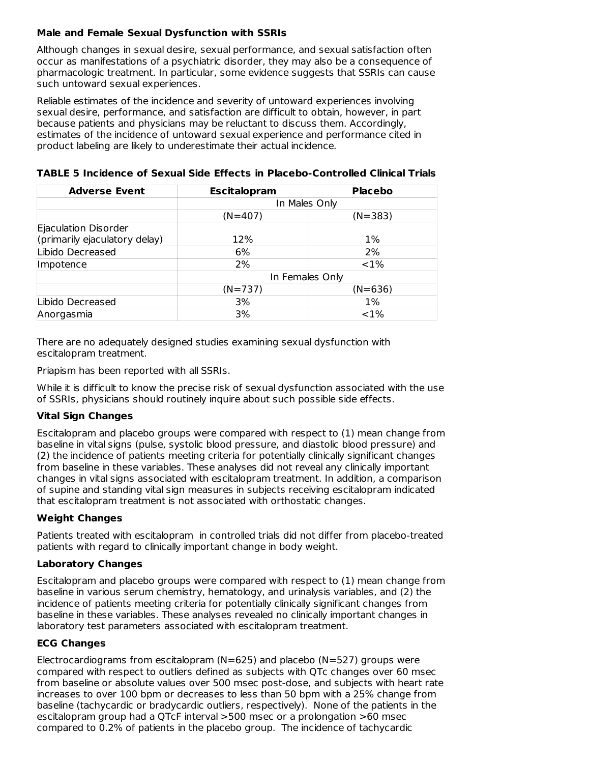**Male and Female Sexual Dysfunction with SSRIs**

Although changes in sexual desire, sexual performance, and sexual satisfaction often occur as manifestations of a psychiatric disorder, they may also be a consequence of pharmacologic treatment. In particular, some evidence suggests that SSRIs can cause such untoward sexual experiences.

Reliable estimates of the incidence and severity of untoward experiences involving sexual desire, performance, and satisfaction are difficult to obtain, however, in part because patients and physicians may be reluctant to discuss them. Accordingly, estimates of the incidence of untoward sexual experience and performance cited in product labeling are likely to underestimate their actual incidence.

**TABLE 5 Incidence of Sexual Side Effects in Placebo-Controlled Clinical Trials**

| Adverse Event | Escitalopram | Placebo |
|---|---|---|
| | In Males Only | |
| | (N=407) | (N=383) |
| Ejaculation Disorder (primarily ejaculatory delay) | 12% | 1% |
| Libido Decreased | 6% | 2% |
| Impotence | 2% | <1% |
| | In Females Only | |
| | (N=737) | (N=636) |
| Libido Decreased | 3% | 1% |
| Anorgasmia | 3% | <1% |

There are no adequately designed studies examining sexual dysfunction with escitalopram treatment.

Priapism has been reported with all SSRIs.

While it is difficult to know the precise risk of sexual dysfunction associated with the use of SSRIs, physicians should routinely inquire about such possible side effects.

**Vital Sign Changes**

Escitalopram and placebo groups were compared with respect to (1) mean change from baseline in vital signs (pulse, systolic blood pressure, and diastolic blood pressure) and (2) the incidence of patients meeting criteria for potentially clinically significant changes from baseline in these variables. These analyses did not reveal any clinically important changes in vital signs associated with escitalopram treatment. In addition, a comparison of supine and standing vital sign measures in subjects receiving escitalopram indicated that escitalopram treatment is not associated with orthostatic changes.

**Weight Changes**

Patients treated with escitalopram in controlled trials did not differ from placebo-treated patients with regard to clinically important change in body weight.

**Laboratory Changes**

Escitalopram and placebo groups were compared with respect to (1) mean change from baseline in various serum chemistry, hematology, and urinalysis variables, and (2) the incidence of patients meeting criteria for potentially clinically significant changes from baseline in these variables. These analyses revealed no clinically important changes in laboratory test parameters associated with escitalopram treatment.

**ECG Changes**

Electrocardiograms from escitalopram (N=625) and placebo (N=527) groups were compared with respect to outliers defined as subjects with QTc changes over 60 msec from baseline or absolute values over 500 msec post-dose, and subjects with heart rate increases to over 100 bpm or decreases to less than 50 bpm with a 25% change from baseline (tachycardic or bradycardic outliers, respectively). None of the patients in the escitalopram group had a QTcF interval >500 msec or a prolongation >60 msec compared to 0.2% of patients in the placebo group. The incidence of tachycardic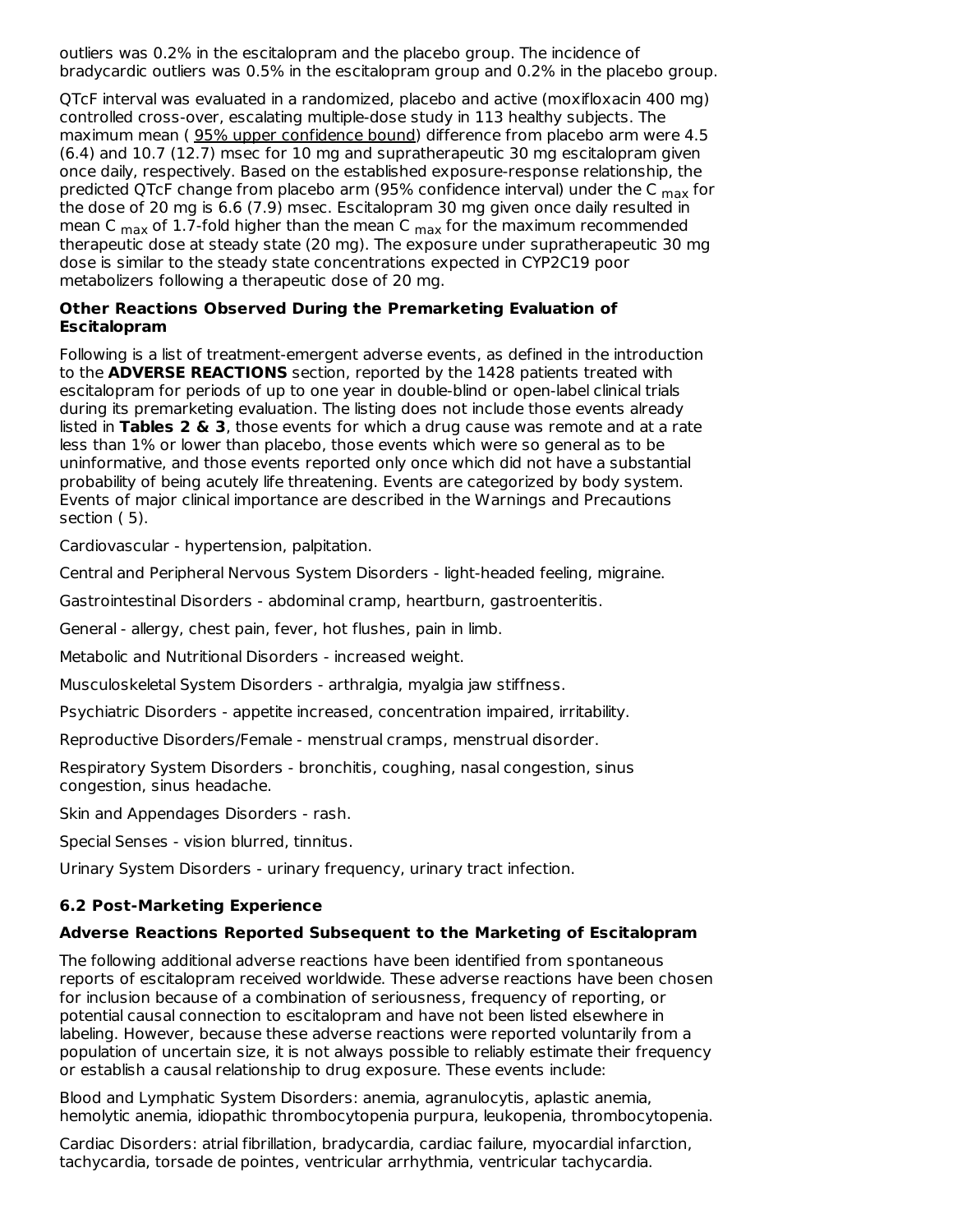outliers was 0.2% in the escitalopram and the placebo group. The incidence of bradycardic outliers was 0.5% in the escitalopram group and 0.2% in the placebo group.

QTcF interval was evaluated in a randomized, placebo and active (moxifloxacin 400 mg) controlled cross-over, escalating multiple-dose study in 113 healthy subjects. The maximum mean ( 95% upper confidence bound) difference from placebo arm were 4.5 (6.4) and 10.7 (12.7) msec for 10 mg and supratherapeutic 30 mg escitalopram given once daily, respectively. Based on the established exposure-response relationship, the predicted QTcF change from placebo arm (95% confidence interval) under the $C_{max}$ for the dose of 20 mg is 6.6 (7.9) msec. Escitalopram 30 mg given once daily resulted in mean $C_{max}$ of 1.7-fold higher than the mean $C_{max}$ for the maximum recommended therapeutic dose at steady state (20 mg). The exposure under supratherapeutic 30 mg dose is similar to the steady state concentrations expected in CYP2C19 poor metabolizers following a therapeutic dose of 20 mg.

**Other Reactions Observed During the Premarketing Evaluation of Escitalopram**

Following is a list of treatment-emergent adverse events, as defined in the introduction to the **ADVERSE REACTIONS** section, reported by the 1428 patients treated with escitalopram for periods of up to one year in double-blind or open-label clinical trials during its premarketing evaluation. The listing does not include those events already listed in **Tables 2 & 3**, those events for which a drug cause was remote and at a rate less than 1% or lower than placebo, those events which were so general as to be uninformative, and those events reported only once which did not have a substantial probability of being acutely life threatening. Events are categorized by body system. Events of major clinical importance are described in the Warnings and Precautions section ( 5).

Cardiovascular - hypertension, palpitation.

Central and Peripheral Nervous System Disorders - light-headed feeling, migraine.

Gastrointestinal Disorders - abdominal cramp, heartburn, gastroenteritis.

General - allergy, chest pain, fever, hot flushes, pain in limb.

Metabolic and Nutritional Disorders - increased weight.

Musculoskeletal System Disorders - arthralgia, myalgia jaw stiffness.

Psychiatric Disorders - appetite increased, concentration impaired, irritability.

Reproductive Disorders/Female - menstrual cramps, menstrual disorder.

Respiratory System Disorders - bronchitis, coughing, nasal congestion, sinus congestion, sinus headache.

Skin and Appendages Disorders - rash.

Special Senses - vision blurred, tinnitus.

Urinary System Disorders - urinary frequency, urinary tract infection.

### 6.2 Post-Marketing Experience

**Adverse Reactions Reported Subsequent to the Marketing of Escitalopram**

The following additional adverse reactions have been identified from spontaneous reports of escitalopram received worldwide. These adverse reactions have been chosen for inclusion because of a combination of seriousness, frequency of reporting, or potential causal connection to escitalopram and have not been listed elsewhere in labeling. However, because these adverse reactions were reported voluntarily from a population of uncertain size, it is not always possible to reliably estimate their frequency or establish a causal relationship to drug exposure. These events include:

Blood and Lymphatic System Disorders: anemia, agranulocytis, aplastic anemia, hemolytic anemia, idiopathic thrombocytopenia purpura, leukopenia, thrombocytopenia.

Cardiac Disorders: atrial fibrillation, bradycardia, cardiac failure, myocardial infarction, tachycardia, torsade de pointes, ventricular arrhythmia, ventricular tachycardia.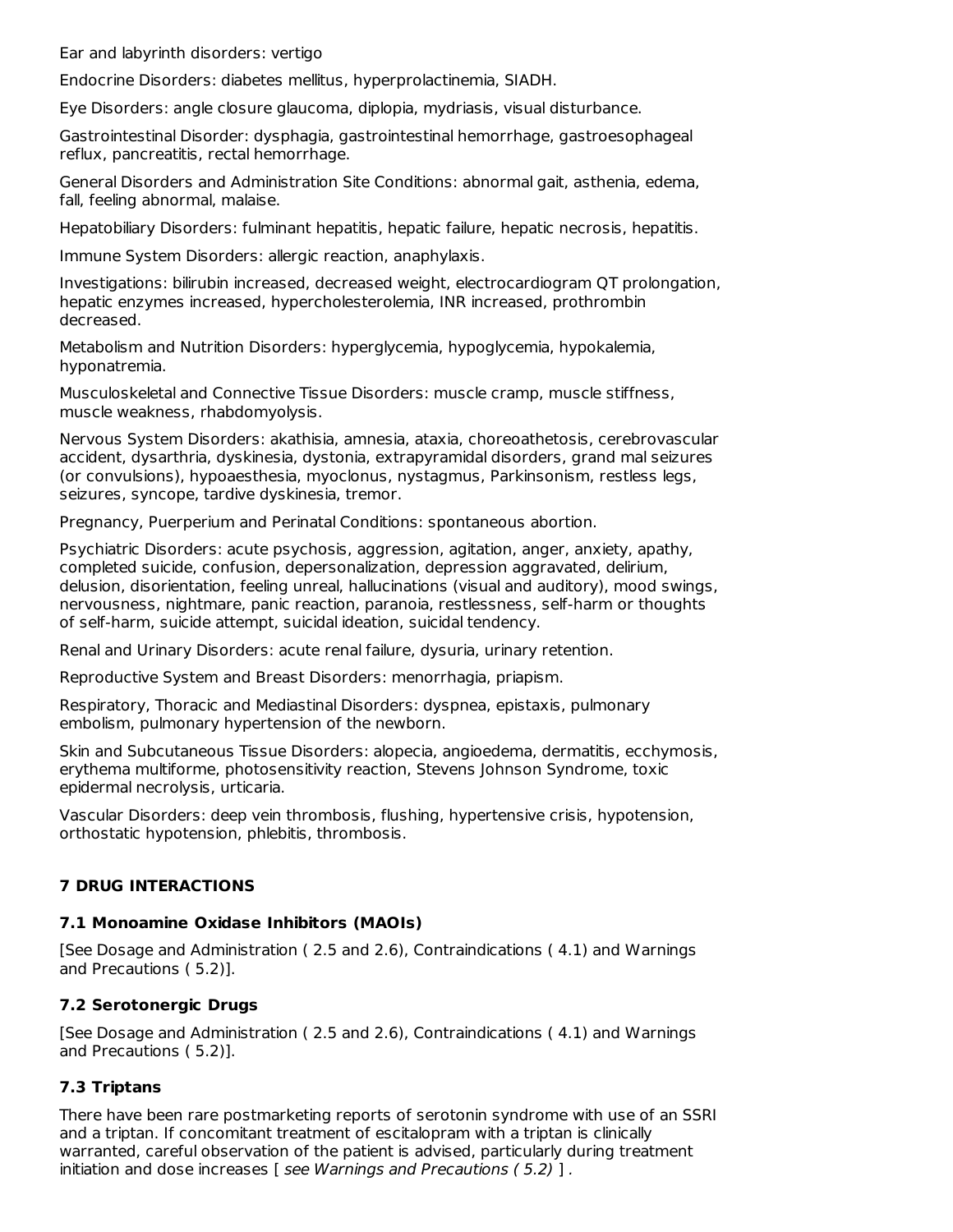Ear and labyrinth disorders: vertigo

Endocrine Disorders: diabetes mellitus, hyperprolactinemia, SIADH.

Eye Disorders: angle closure glaucoma, diplopia, mydriasis, visual disturbance.

Gastrointestinal Disorder: dysphagia, gastrointestinal hemorrhage, gastroesophageal reflux, pancreatitis, rectal hemorrhage.

General Disorders and Administration Site Conditions: abnormal gait, asthenia, edema, fall, feeling abnormal, malaise.

Hepatobiliary Disorders: fulminant hepatitis, hepatic failure, hepatic necrosis, hepatitis.

Immune System Disorders: allergic reaction, anaphylaxis.

Investigations: bilirubin increased, decreased weight, electrocardiogram QT prolongation, hepatic enzymes increased, hypercholesterolemia, INR increased, prothrombin decreased.

Metabolism and Nutrition Disorders: hyperglycemia, hypoglycemia, hypokalemia, hyponatremia.

Musculoskeletal and Connective Tissue Disorders: muscle cramp, muscle stiffness, muscle weakness, rhabdomyolysis.

Nervous System Disorders: akathisia, amnesia, ataxia, choreoathetosis, cerebrovascular accident, dysarthria, dyskinesia, dystonia, extrapyramidal disorders, grand mal seizures (or convulsions), hypoaesthesia, myoclonus, nystagmus, Parkinsonism, restless legs, seizures, syncope, tardive dyskinesia, tremor.

Pregnancy, Puerperium and Perinatal Conditions: spontaneous abortion.

Psychiatric Disorders: acute psychosis, aggression, agitation, anger, anxiety, apathy, completed suicide, confusion, depersonalization, depression aggravated, delirium, delusion, disorientation, feeling unreal, hallucinations (visual and auditory), mood swings, nervousness, nightmare, panic reaction, paranoia, restlessness, self-harm or thoughts of self-harm, suicide attempt, suicidal ideation, suicidal tendency.

Renal and Urinary Disorders: acute renal failure, dysuria, urinary retention.

Reproductive System and Breast Disorders: menorrhagia, priapism.

Respiratory, Thoracic and Mediastinal Disorders: dyspnea, epistaxis, pulmonary embolism, pulmonary hypertension of the newborn.

Skin and Subcutaneous Tissue Disorders: alopecia, angioedema, dermatitis, ecchymosis, erythema multiforme, photosensitivity reaction, Stevens Johnson Syndrome, toxic epidermal necrolysis, urticaria.

Vascular Disorders: deep vein thrombosis, flushing, hypertensive crisis, hypotension, orthostatic hypotension, phlebitis, thrombosis.

## 7 DRUG INTERACTIONS

### 7.1 Monoamine Oxidase Inhibitors (MAOIs)

[See Dosage and Administration ( 2.5 and 2.6), Contraindications ( 4.1) and Warnings and Precautions ( 5.2)].

### 7.2 Serotonergic Drugs

[See Dosage and Administration ( 2.5 and 2.6), Contraindications ( 4.1) and Warnings and Precautions ( 5.2)].

### 7.3 Triptans

There have been rare postmarketing reports of serotonin syndrome with use of an SSRI and a triptan. If concomitant treatment of escitalopram with a triptan is clinically warranted, careful observation of the patient is advised, particularly during treatment initiation and dose increases [ *see Warnings and Precautions ( 5.2)* ] .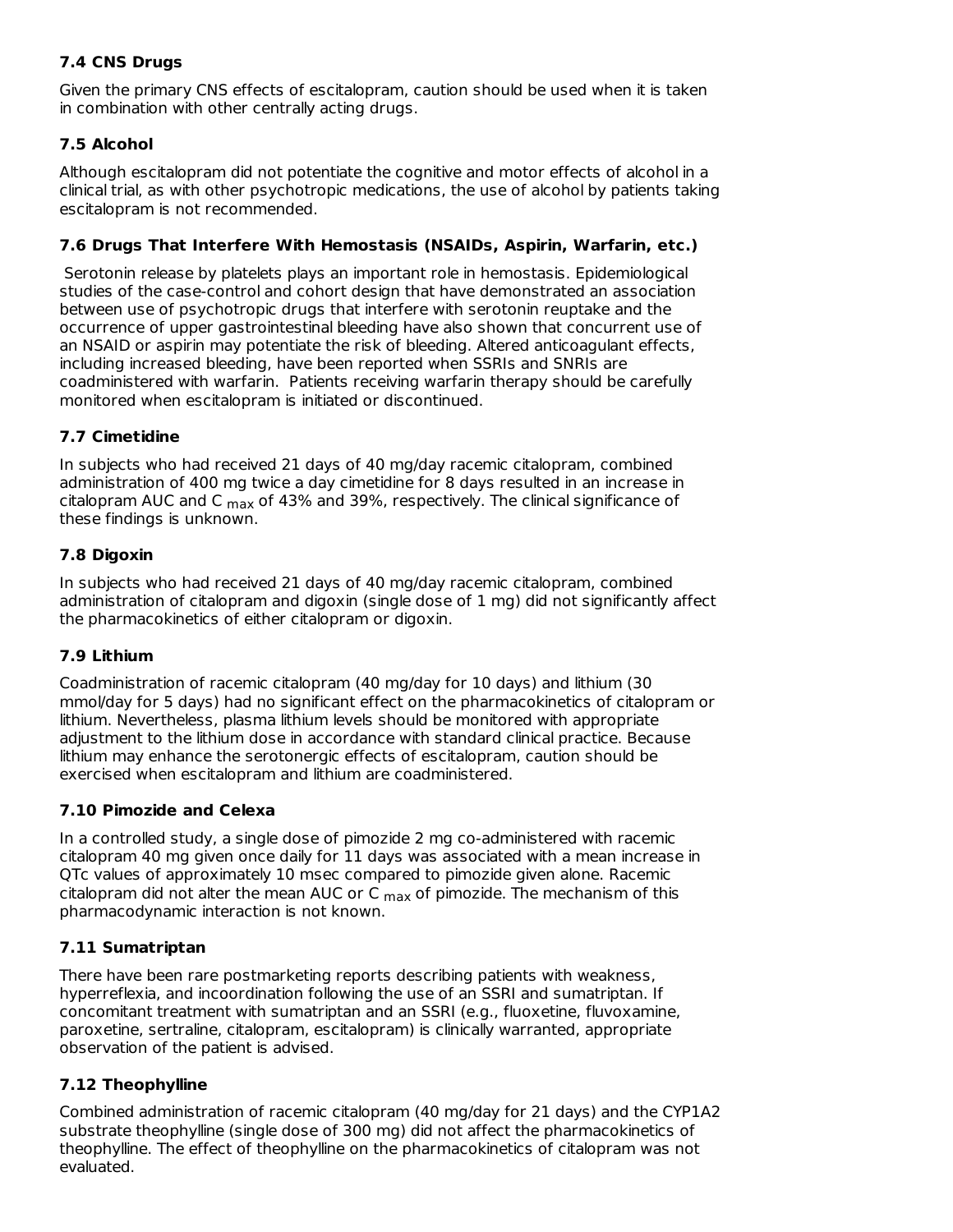### 7.4 CNS Drugs

Given the primary CNS effects of escitalopram, caution should be used when it is taken in combination with other centrally acting drugs.

### 7.5 Alcohol

Although escitalopram did not potentiate the cognitive and motor effects of alcohol in a clinical trial, as with other psychotropic medications, the use of alcohol by patients taking escitalopram is not recommended.

### 7.6 Drugs That Interfere With Hemostasis (NSAIDs, Aspirin, Warfarin, etc.)

Serotonin release by platelets plays an important role in hemostasis. Epidemiological studies of the case-control and cohort design that have demonstrated an association between use of psychotropic drugs that interfere with serotonin reuptake and the occurrence of upper gastrointestinal bleeding have also shown that concurrent use of an NSAID or aspirin may potentiate the risk of bleeding. Altered anticoagulant effects, including increased bleeding, have been reported when SSRIs and SNRIs are coadministered with warfarin. Patients receiving warfarin therapy should be carefully monitored when escitalopram is initiated or discontinued.

### 7.7 Cimetidine

In subjects who had received 21 days of 40 mg/day racemic citalopram, combined administration of 400 mg twice a day cimetidine for 8 days resulted in an increase in citalopram AUC and $C_{max}$ of 43% and 39%, respectively. The clinical significance of these findings is unknown.

### 7.8 Digoxin

In subjects who had received 21 days of 40 mg/day racemic citalopram, combined administration of citalopram and digoxin (single dose of 1 mg) did not significantly affect the pharmacokinetics of either citalopram or digoxin.

### 7.9 Lithium

Coadministration of racemic citalopram (40 mg/day for 10 days) and lithium (30 mmol/day for 5 days) had no significant effect on the pharmacokinetics of citalopram or lithium. Nevertheless, plasma lithium levels should be monitored with appropriate adjustment to the lithium dose in accordance with standard clinical practice. Because lithium may enhance the serotonergic effects of escitalopram, caution should be exercised when escitalopram and lithium are coadministered.

### 7.10 Pimozide and Celexa

In a controlled study, a single dose of pimozide 2 mg co-administered with racemic citalopram 40 mg given once daily for 11 days was associated with a mean increase in QTc values of approximately 10 msec compared to pimozide given alone. Racemic citalopram did not alter the mean AUC or $C_{max}$ of pimozide. The mechanism of this pharmacodynamic interaction is not known.

### 7.11 Sumatriptan

There have been rare postmarketing reports describing patients with weakness, hyperreflexia, and incoordination following the use of an SSRI and sumatriptan. If concomitant treatment with sumatriptan and an SSRI (e.g., fluoxetine, fluvoxamine, paroxetine, sertraline, citalopram, escitalopram) is clinically warranted, appropriate observation of the patient is advised.

### 7.12 Theophylline

Combined administration of racemic citalopram (40 mg/day for 21 days) and the CYP1A2 substrate theophylline (single dose of 300 mg) did not affect the pharmacokinetics of theophylline. The effect of theophylline on the pharmacokinetics of citalopram was not evaluated.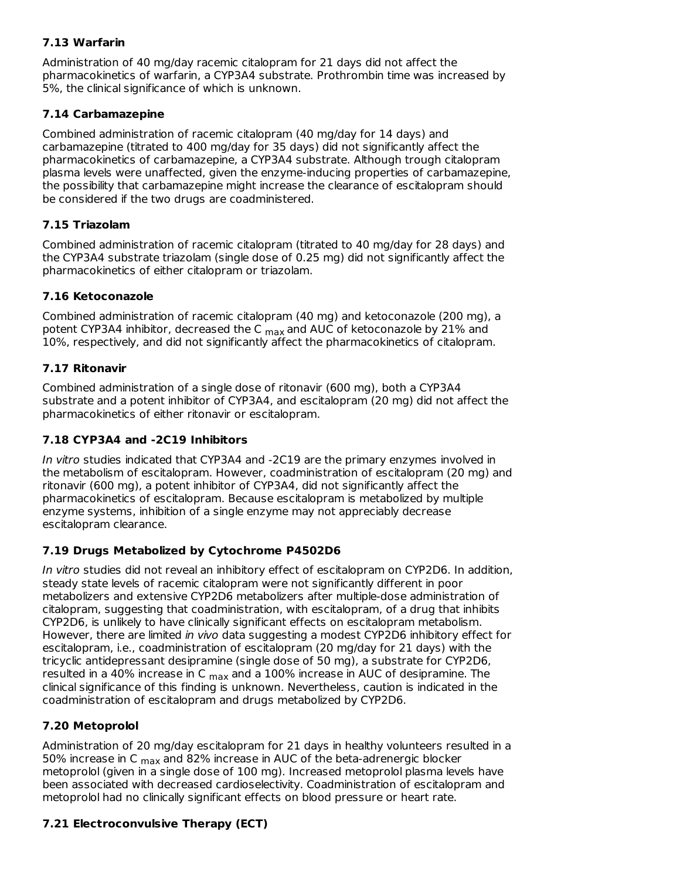### 7.13 Warfarin

Administration of 40 mg/day racemic citalopram for 21 days did not affect the pharmacokinetics of warfarin, a CYP3A4 substrate. Prothrombin time was increased by 5%, the clinical significance of which is unknown.

### 7.14 Carbamazepine

Combined administration of racemic citalopram (40 mg/day for 14 days) and carbamazepine (titrated to 400 mg/day for 35 days) did not significantly affect the pharmacokinetics of carbamazepine, a CYP3A4 substrate. Although trough citalopram plasma levels were unaffected, given the enzyme-inducing properties of carbamazepine, the possibility that carbamazepine might increase the clearance of escitalopram should be considered if the two drugs are coadministered.

### 7.15 Triazolam

Combined administration of racemic citalopram (titrated to 40 mg/day for 28 days) and the CYP3A4 substrate triazolam (single dose of 0.25 mg) did not significantly affect the pharmacokinetics of either citalopram or triazolam.

### 7.16 Ketoconazole

Combined administration of racemic citalopram (40 mg) and ketoconazole (200 mg), a potent CYP3A4 inhibitor, decreased the $C_{max}$ and AUC of ketoconazole by 21% and 10%, respectively, and did not significantly affect the pharmacokinetics of citalopram.

### 7.17 Ritonavir

Combined administration of a single dose of ritonavir (600 mg), both a CYP3A4 substrate and a potent inhibitor of CYP3A4, and escitalopram (20 mg) did not affect the pharmacokinetics of either ritonavir or escitalopram.

### 7.18 CYP3A4 and -2C19 Inhibitors

*In vitro* studies indicated that CYP3A4 and -2C19 are the primary enzymes involved in the metabolism of escitalopram. However, coadministration of escitalopram (20 mg) and ritonavir (600 mg), a potent inhibitor of CYP3A4, did not significantly affect the pharmacokinetics of escitalopram. Because escitalopram is metabolized by multiple enzyme systems, inhibition of a single enzyme may not appreciably decrease escitalopram clearance.

### 7.19 Drugs Metabolized by Cytochrome P4502D6

*In vitro* studies did not reveal an inhibitory effect of escitalopram on CYP2D6. In addition, steady state levels of racemic citalopram were not significantly different in poor metabolizers and extensive CYP2D6 metabolizers after multiple-dose administration of citalopram, suggesting that coadministration, with escitalopram, of a drug that inhibits CYP2D6, is unlikely to have clinically significant effects on escitalopram metabolism. However, there are limited *in vivo* data suggesting a modest CYP2D6 inhibitory effect for escitalopram, i.e., coadministration of escitalopram (20 mg/day for 21 days) with the tricyclic antidepressant desipramine (single dose of 50 mg), a substrate for CYP2D6, resulted in a 40% increase in $C_{max}$ and a 100% increase in AUC of desipramine. The clinical significance of this finding is unknown. Nevertheless, caution is indicated in the coadministration of escitalopram and drugs metabolized by CYP2D6.

### 7.20 Metoprolol

Administration of 20 mg/day escitalopram for 21 days in healthy volunteers resulted in a 50% increase in $C_{max}$ and 82% increase in AUC of the beta-adrenergic blocker metoprolol (given in a single dose of 100 mg). Increased metoprolol plasma levels have been associated with decreased cardioselectivity. Coadministration of escitalopram and metoprolol had no clinically significant effects on blood pressure or heart rate.

### 7.21 Electroconvulsive Therapy (ECT)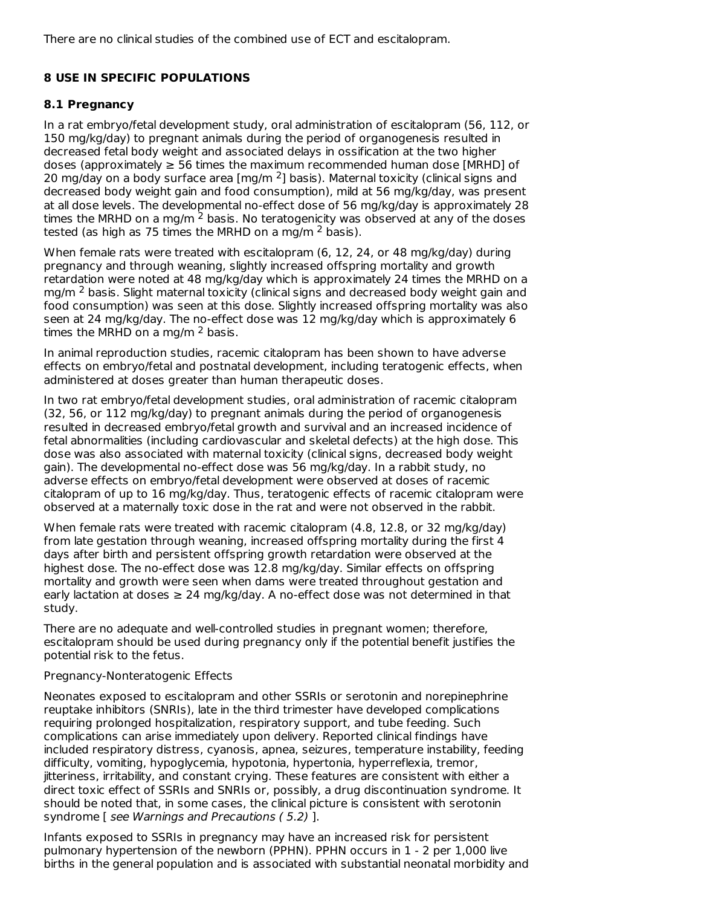There are no clinical studies of the combined use of ECT and escitalopram.

## 8 USE IN SPECIFIC POPULATIONS

### 8.1 Pregnancy

In a rat embryo/fetal development study, oral administration of escitalopram (56, 112, or 150 mg/kg/day) to pregnant animals during the period of organogenesis resulted in decreased fetal body weight and associated delays in ossification at the two higher doses (approximately ≥ 56 times the maximum recommended human dose [MRHD] of 20 mg/day on a body surface area [mg/m $^2$] basis). Maternal toxicity (clinical signs and decreased body weight gain and food consumption), mild at 56 mg/kg/day, was present at all dose levels. The developmental no-effect dose of 56 mg/kg/day is approximately 28 times the MRHD on a mg/m $^2$ basis. No teratogenicity was observed at any of the doses tested (as high as 75 times the MRHD on a mg/m $^2$ basis).

When female rats were treated with escitalopram (6, 12, 24, or 48 mg/kg/day) during pregnancy and through weaning, slightly increased offspring mortality and growth retardation were noted at 48 mg/kg/day which is approximately 24 times the MRHD on a mg/m $^2$ basis. Slight maternal toxicity (clinical signs and decreased body weight gain and food consumption) was seen at this dose. Slightly increased offspring mortality was also seen at 24 mg/kg/day. The no-effect dose was 12 mg/kg/day which is approximately 6 times the MRHD on a mg/m $^2$ basis.

In animal reproduction studies, racemic citalopram has been shown to have adverse effects on embryo/fetal and postnatal development, including teratogenic effects, when administered at doses greater than human therapeutic doses.

In two rat embryo/fetal development studies, oral administration of racemic citalopram (32, 56, or 112 mg/kg/day) to pregnant animals during the period of organogenesis resulted in decreased embryo/fetal growth and survival and an increased incidence of fetal abnormalities (including cardiovascular and skeletal defects) at the high dose. This dose was also associated with maternal toxicity (clinical signs, decreased body weight gain). The developmental no-effect dose was 56 mg/kg/day. In a rabbit study, no adverse effects on embryo/fetal development were observed at doses of racemic citalopram of up to 16 mg/kg/day. Thus, teratogenic effects of racemic citalopram were observed at a maternally toxic dose in the rat and were not observed in the rabbit.

When female rats were treated with racemic citalopram (4.8, 12.8, or 32 mg/kg/day) from late gestation through weaning, increased offspring mortality during the first 4 days after birth and persistent offspring growth retardation were observed at the highest dose. The no-effect dose was 12.8 mg/kg/day. Similar effects on offspring mortality and growth were seen when dams were treated throughout gestation and early lactation at doses ≥ 24 mg/kg/day. A no-effect dose was not determined in that study.

There are no adequate and well-controlled studies in pregnant women; therefore, escitalopram should be used during pregnancy only if the potential benefit justifies the potential risk to the fetus.

Pregnancy-Nonteratogenic Effects

Neonates exposed to escitalopram and other SSRIs or serotonin and norepinephrine reuptake inhibitors (SNRIs), late in the third trimester have developed complications requiring prolonged hospitalization, respiratory support, and tube feeding. Such complications can arise immediately upon delivery. Reported clinical findings have included respiratory distress, cyanosis, apnea, seizures, temperature instability, feeding difficulty, vomiting, hypoglycemia, hypotonia, hypertonia, hyperreflexia, tremor, jitteriness, irritability, and constant crying. These features are consistent with either a direct toxic effect of SSRIs and SNRIs or, possibly, a drug discontinuation syndrome. It should be noted that, in some cases, the clinical picture is consistent with serotonin syndrome [ *see Warnings and Precautions ( 5.2)* ].

Infants exposed to SSRIs in pregnancy may have an increased risk for persistent pulmonary hypertension of the newborn (PPHN). PPHN occurs in 1 - 2 per 1,000 live births in the general population and is associated with substantial neonatal morbidity and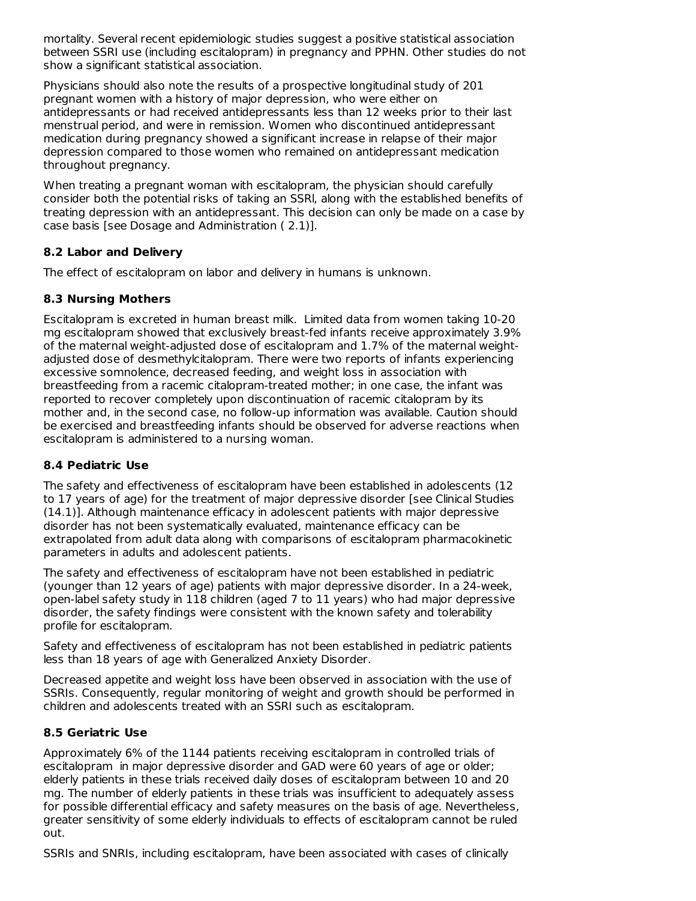mortality. Several recent epidemiologic studies suggest a positive statistical association between SSRI use (including escitalopram) in pregnancy and PPHN. Other studies do not show a significant statistical association.

Physicians should also note the results of a prospective longitudinal study of 201 pregnant women with a history of major depression, who were either on antidepressants or had received antidepressants less than 12 weeks prior to their last menstrual period, and were in remission. Women who discontinued antidepressant medication during pregnancy showed a significant increase in relapse of their major depression compared to those women who remained on antidepressant medication throughout pregnancy.

When treating a pregnant woman with escitalopram, the physician should carefully consider both the potential risks of taking an SSRI, along with the established benefits of treating depression with an antidepressant. This decision can only be made on a case by case basis [see Dosage and Administration ( 2.1)].

### 8.2 Labor and Delivery

The effect of escitalopram on labor and delivery in humans is unknown.

### 8.3 Nursing Mothers

Escitalopram is excreted in human breast milk. Limited data from women taking 10-20 mg escitalopram showed that exclusively breast-fed infants receive approximately 3.9% of the maternal weight-adjusted dose of escitalopram and 1.7% of the maternal weight-adjusted dose of desmethylcitalopram. There were two reports of infants experiencing excessive somnolence, decreased feeding, and weight loss in association with breastfeeding from a racemic citalopram-treated mother; in one case, the infant was reported to recover completely upon discontinuation of racemic citalopram by its mother and, in the second case, no follow-up information was available. Caution should be exercised and breastfeeding infants should be observed for adverse reactions when escitalopram is administered to a nursing woman.

### 8.4 Pediatric Use

The safety and effectiveness of escitalopram have been established in adolescents (12 to 17 years of age) for the treatment of major depressive disorder [see Clinical Studies (14.1)]. Although maintenance efficacy in adolescent patients with major depressive disorder has not been systematically evaluated, maintenance efficacy can be extrapolated from adult data along with comparisons of escitalopram pharmacokinetic parameters in adults and adolescent patients.

The safety and effectiveness of escitalopram have not been established in pediatric (younger than 12 years of age) patients with major depressive disorder. In a 24-week, open-label safety study in 118 children (aged 7 to 11 years) who had major depressive disorder, the safety findings were consistent with the known safety and tolerability profile for escitalopram.

Safety and effectiveness of escitalopram has not been established in pediatric patients less than 18 years of age with Generalized Anxiety Disorder.

Decreased appetite and weight loss have been observed in association with the use of SSRIs. Consequently, regular monitoring of weight and growth should be performed in children and adolescents treated with an SSRI such as escitalopram.

### 8.5 Geriatric Use

Approximately 6% of the 1144 patients receiving escitalopram in controlled trials of escitalopram in major depressive disorder and GAD were 60 years of age or older; elderly patients in these trials received daily doses of escitalopram between 10 and 20 mg. The number of elderly patients in these trials was insufficient to adequately assess for possible differential efficacy and safety measures on the basis of age. Nevertheless, greater sensitivity of some elderly individuals to effects of escitalopram cannot be ruled out.

SSRIs and SNRIs, including escitalopram, have been associated with cases of clinically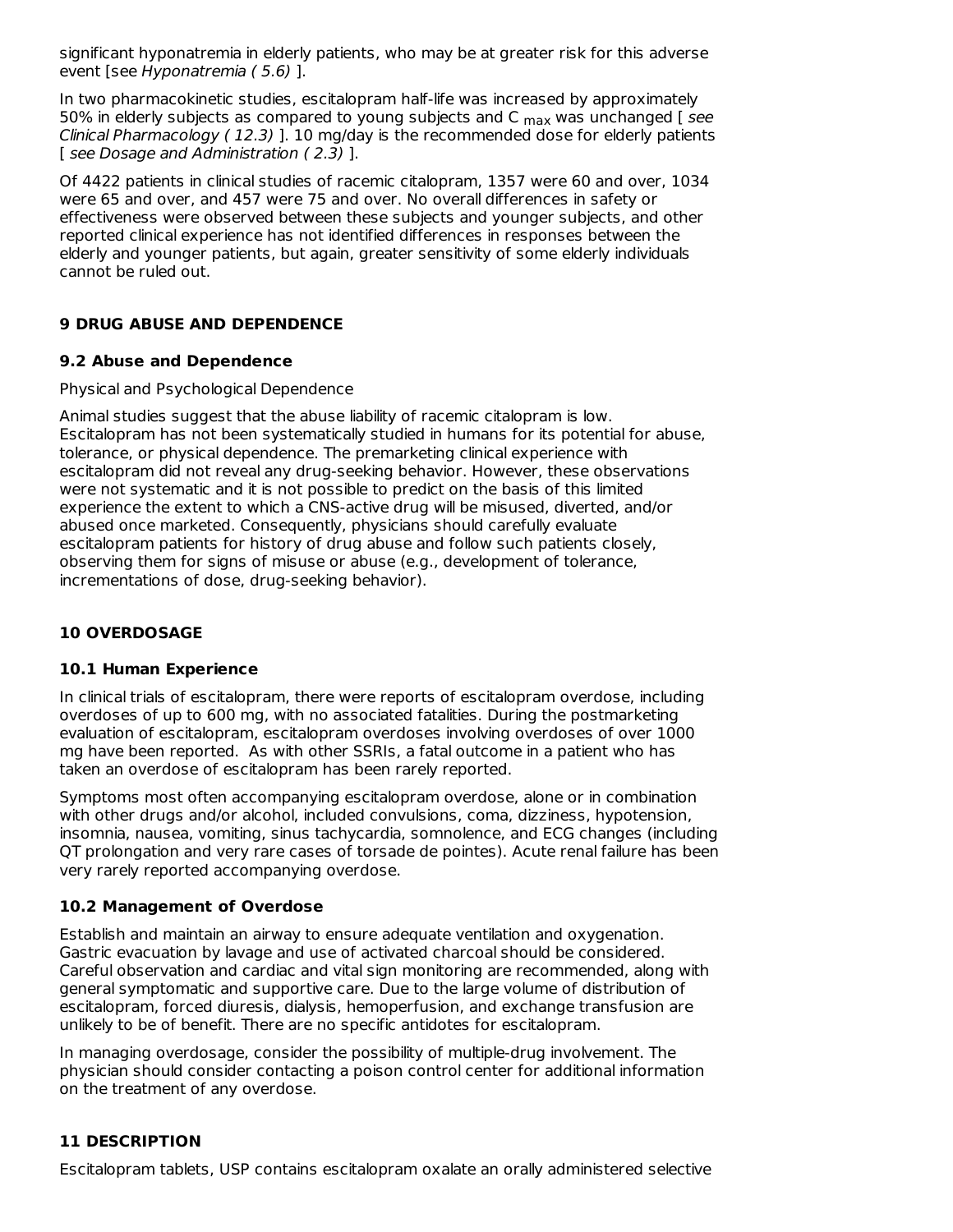significant hyponatremia in elderly patients, who may be at greater risk for this adverse event [see *Hyponatremia ( 5.6)* ].

In two pharmacokinetic studies, escitalopram half-life was increased by approximately 50% in elderly subjects as compared to young subjects and $C_{max}$ was unchanged [ *see Clinical Pharmacology ( 12.3)* ]. 10 mg/day is the recommended dose for elderly patients [ *see Dosage and Administration ( 2.3)* ].

Of 4422 patients in clinical studies of racemic citalopram, 1357 were 60 and over, 1034 were 65 and over, and 457 were 75 and over. No overall differences in safety or effectiveness were observed between these subjects and younger subjects, and other reported clinical experience has not identified differences in responses between the elderly and younger patients, but again, greater sensitivity of some elderly individuals cannot be ruled out.

## 9 DRUG ABUSE AND DEPENDENCE

### 9.2 Abuse and Dependence

Physical and Psychological Dependence

Animal studies suggest that the abuse liability of racemic citalopram is low. Escitalopram has not been systematically studied in humans for its potential for abuse, tolerance, or physical dependence. The premarketing clinical experience with escitalopram did not reveal any drug-seeking behavior. However, these observations were not systematic and it is not possible to predict on the basis of this limited experience the extent to which a CNS-active drug will be misused, diverted, and/or abused once marketed. Consequently, physicians should carefully evaluate escitalopram patients for history of drug abuse and follow such patients closely, observing them for signs of misuse or abuse (e.g., development of tolerance, incrementations of dose, drug-seeking behavior).

## 10 OVERDOSAGE

### 10.1 Human Experience

In clinical trials of escitalopram, there were reports of escitalopram overdose, including overdoses of up to 600 mg, with no associated fatalities. During the postmarketing evaluation of escitalopram, escitalopram overdoses involving overdoses of over 1000 mg have been reported. As with other SSRIs, a fatal outcome in a patient who has taken an overdose of escitalopram has been rarely reported.

Symptoms most often accompanying escitalopram overdose, alone or in combination with other drugs and/or alcohol, included convulsions, coma, dizziness, hypotension, insomnia, nausea, vomiting, sinus tachycardia, somnolence, and ECG changes (including QT prolongation and very rare cases of torsade de pointes). Acute renal failure has been very rarely reported accompanying overdose.

### 10.2 Management of Overdose

Establish and maintain an airway to ensure adequate ventilation and oxygenation. Gastric evacuation by lavage and use of activated charcoal should be considered. Careful observation and cardiac and vital sign monitoring are recommended, along with general symptomatic and supportive care. Due to the large volume of distribution of escitalopram, forced diuresis, dialysis, hemoperfusion, and exchange transfusion are unlikely to be of benefit. There are no specific antidotes for escitalopram.

In managing overdosage, consider the possibility of multiple-drug involvement. The physician should consider contacting a poison control center for additional information on the treatment of any overdose.

## 11 DESCRIPTION

Escitalopram tablets, USP contains escitalopram oxalate an orally administered selective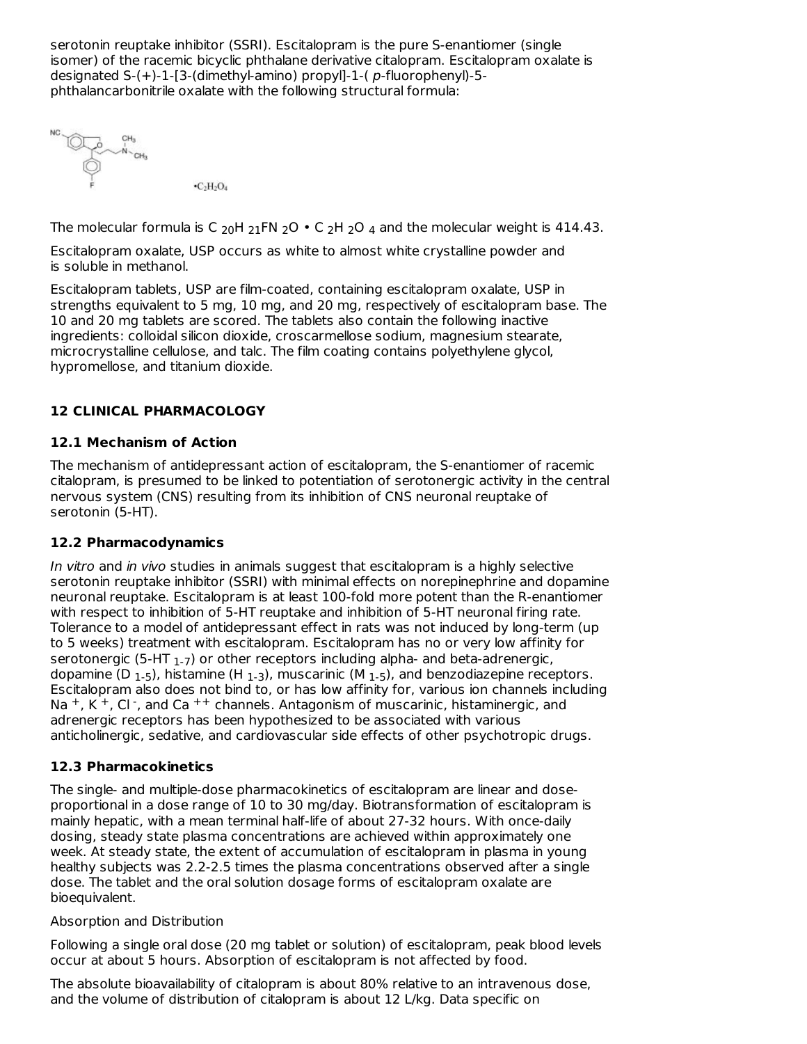serotonin reuptake inhibitor (SSRI). Escitalopram is the pure S-enantiomer (single isomer) of the racemic bicyclic phthalane derivative citalopram. Escitalopram oxalate is designated S-(+)-1-[3-(dimethyl-amino) propyl]-1-( *p*-fluorophenyl)-5-phthalancarbonitrile oxalate with the following structural formula:

$\bullet C_2H_2O_4$

The molecular formula is $C_{20}H_{21}FN_2O \bullet C_2H_2O_4$ and the molecular weight is 414.43.

Escitalopram oxalate, USP occurs as white to almost white crystalline powder and is soluble in methanol.

Escitalopram tablets, USP are film-coated, containing escitalopram oxalate, USP in strengths equivalent to 5 mg, 10 mg, and 20 mg, respectively of escitalopram base. The 10 and 20 mg tablets are scored. The tablets also contain the following inactive ingredients: colloidal silicon dioxide, croscarmellose sodium, magnesium stearate, microcrystalline cellulose, and talc. The film coating contains polyethylene glycol, hypromellose, and titanium dioxide.

## 12 CLINICAL PHARMACOLOGY

### 12.1 Mechanism of Action

The mechanism of antidepressant action of escitalopram, the S-enantiomer of racemic citalopram, is presumed to be linked to potentiation of serotonergic activity in the central nervous system (CNS) resulting from its inhibition of CNS neuronal reuptake of serotonin (5-HT).

### 12.2 Pharmacodynamics

*In vitro* and *in vivo* studies in animals suggest that escitalopram is a highly selective serotonin reuptake inhibitor (SSRI) with minimal effects on norepinephrine and dopamine neuronal reuptake. Escitalopram is at least 100-fold more potent than the R-enantiomer with respect to inhibition of 5-HT reuptake and inhibition of 5-HT neuronal firing rate. Tolerance to a model of antidepressant effect in rats was not induced by long-term (up to 5 weeks) treatment with escitalopram. Escitalopram has no or very low affinity for serotonergic ($5\text{-}HT_{1\text{-}7}$) or other receptors including alpha- and beta-adrenergic, dopamine ($D_{1\text{-}5}$), histamine ($H_{1\text{-}3}$), muscarinic ($M_{1\text{-}5}$), and benzodiazepine receptors. Escitalopram also does not bind to, or has low affinity for, various ion channels including $Na^+$, $K^+$, $Cl^-$, and $Ca^{++}$ channels. Antagonism of muscarinic, histaminergic, and adrenergic receptors has been hypothesized to be associated with various anticholinergic, sedative, and cardiovascular side effects of other psychotropic drugs.

### 12.3 Pharmacokinetics

The single- and multiple-dose pharmacokinetics of escitalopram are linear and dose-proportional in a dose range of 10 to 30 mg/day. Biotransformation of escitalopram is mainly hepatic, with a mean terminal half-life of about 27-32 hours. With once-daily dosing, steady state plasma concentrations are achieved within approximately one week. At steady state, the extent of accumulation of escitalopram in plasma in young healthy subjects was 2.2-2.5 times the plasma concentrations observed after a single dose. The tablet and the oral solution dosage forms of escitalopram oxalate are bioequivalent.

Absorption and Distribution

Following a single oral dose (20 mg tablet or solution) of escitalopram, peak blood levels occur at about 5 hours. Absorption of escitalopram is not affected by food.

The absolute bioavailability of citalopram is about 80% relative to an intravenous dose, and the volume of distribution of citalopram is about 12 L/kg. Data specific on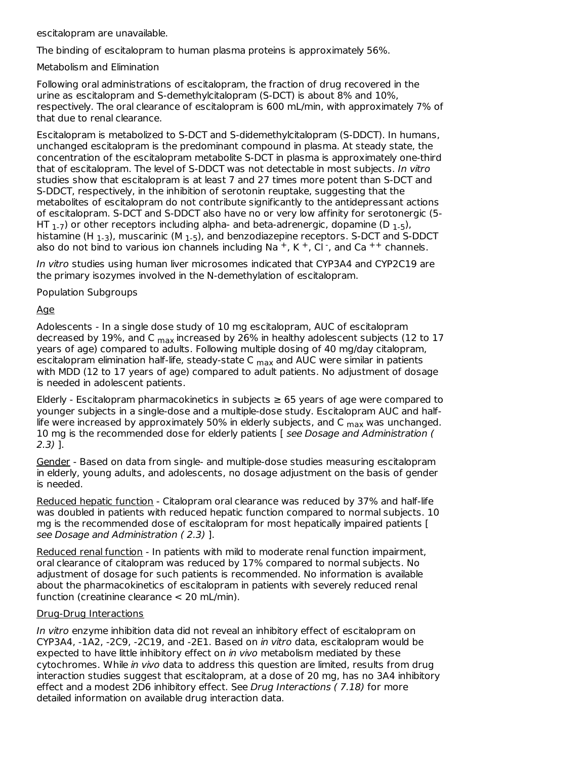escitalopram are unavailable.

The binding of escitalopram to human plasma proteins is approximately 56%.

Metabolism and Elimination

Following oral administrations of escitalopram, the fraction of drug recovered in the urine as escitalopram and S-demethylcitalopram (S-DCT) is about 8% and 10%, respectively. The oral clearance of escitalopram is 600 mL/min, with approximately 7% of that due to renal clearance.

Escitalopram is metabolized to S-DCT and S-didemethylcitalopram (S-DDCT). In humans, unchanged escitalopram is the predominant compound in plasma. At steady state, the concentration of the escitalopram metabolite S-DCT in plasma is approximately one-third that of escitalopram. The level of S-DDCT was not detectable in most subjects. *In vitro* studies show that escitalopram is at least 7 and 27 times more potent than S-DCT and S-DDCT, respectively, in the inhibition of serotonin reuptake, suggesting that the metabolites of escitalopram do not contribute significantly to the antidepressant actions of escitalopram. S-DCT and S-DDCT also have no or very low affinity for serotonergic ($5\text{-HT}_{1\text{-}7}$) or other receptors including alpha- and beta-adrenergic, dopamine ($D_{1\text{-}5}$), histamine ($H_{1\text{-}3}$), muscarinic ($M_{1\text{-}5}$), and benzodiazepine receptors. S-DCT and S-DDCT also do not bind to various ion channels including $Na^+$, $K^+$, $Cl^-$, and $Ca^{++}$ channels.

*In vitro* studies using human liver microsomes indicated that CYP3A4 and CYP2C19 are the primary isozymes involved in the N-demethylation of escitalopram.

Population Subgroups

Age

Adolescents - In a single dose study of 10 mg escitalopram, AUC of escitalopram decreased by 19%, and $C_{max}$ increased by 26% in healthy adolescent subjects (12 to 17 years of age) compared to adults. Following multiple dosing of 40 mg/day citalopram, escitalopram elimination half-life, steady-state $C_{max}$ and AUC were similar in patients with MDD (12 to 17 years of age) compared to adult patients. No adjustment of dosage is needed in adolescent patients.

Elderly - Escitalopram pharmacokinetics in subjects ≥ 65 years of age were compared to younger subjects in a single-dose and a multiple-dose study. Escitalopram AUC and half-life were increased by approximately 50% in elderly subjects, and $C_{max}$ was unchanged. 10 mg is the recommended dose for elderly patients [ *see Dosage and Administration ( 2.3)* ].

Gender - Based on data from single- and multiple-dose studies measuring escitalopram in elderly, young adults, and adolescents, no dosage adjustment on the basis of gender is needed.

Reduced hepatic function - Citalopram oral clearance was reduced by 37% and half-life was doubled in patients with reduced hepatic function compared to normal subjects. 10 mg is the recommended dose of escitalopram for most hepatically impaired patients [ *see Dosage and Administration ( 2.3)* ].

Reduced renal function - In patients with mild to moderate renal function impairment, oral clearance of citalopram was reduced by 17% compared to normal subjects. No adjustment of dosage for such patients is recommended. No information is available about the pharmacokinetics of escitalopram in patients with severely reduced renal function (creatinine clearance < 20 mL/min).

Drug-Drug Interactions

*In vitro* enzyme inhibition data did not reveal an inhibitory effect of escitalopram on CYP3A4, -1A2, -2C9, -2C19, and -2E1. Based on *in vitro* data, escitalopram would be expected to have little inhibitory effect on *in vivo* metabolism mediated by these cytochromes. While *in vivo* data to address this question are limited, results from drug interaction studies suggest that escitalopram, at a dose of 20 mg, has no 3A4 inhibitory effect and a modest 2D6 inhibitory effect. See *Drug Interactions ( 7.18)* for more detailed information on available drug interaction data.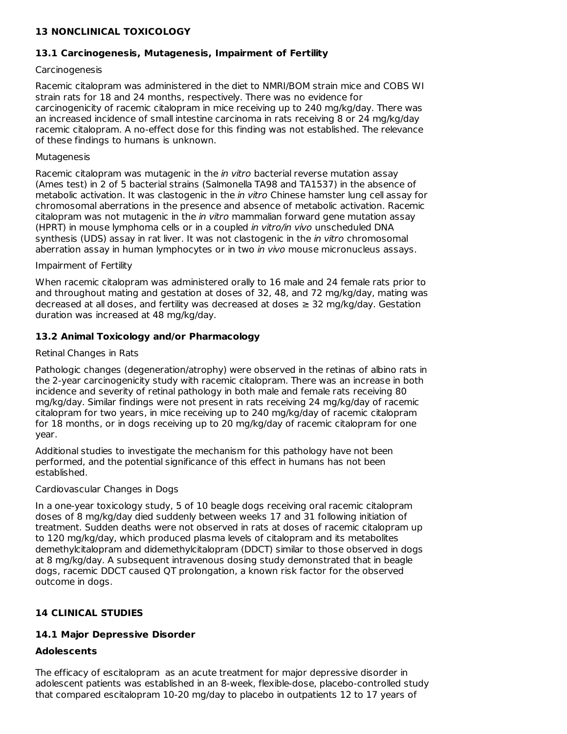## 13 NONCLINICAL TOXICOLOGY

### 13.1 Carcinogenesis, Mutagenesis, Impairment of Fertility

Carcinogenesis

Racemic citalopram was administered in the diet to NMRI/BOM strain mice and COBS WI strain rats for 18 and 24 months, respectively. There was no evidence for carcinogenicity of racemic citalopram in mice receiving up to 240 mg/kg/day. There was an increased incidence of small intestine carcinoma in rats receiving 8 or 24 mg/kg/day racemic citalopram. A no-effect dose for this finding was not established. The relevance of these findings to humans is unknown.

Mutagenesis

Racemic citalopram was mutagenic in the *in vitro* bacterial reverse mutation assay (Ames test) in 2 of 5 bacterial strains (Salmonella TA98 and TA1537) in the absence of metabolic activation. It was clastogenic in the *in vitro* Chinese hamster lung cell assay for chromosomal aberrations in the presence and absence of metabolic activation. Racemic citalopram was not mutagenic in the *in vitro* mammalian forward gene mutation assay (HPRT) in mouse lymphoma cells or in a coupled *in vitro/in vivo* unscheduled DNA synthesis (UDS) assay in rat liver. It was not clastogenic in the *in vitro* chromosomal aberration assay in human lymphocytes or in two *in vivo* mouse micronucleus assays.

Impairment of Fertility

When racemic citalopram was administered orally to 16 male and 24 female rats prior to and throughout mating and gestation at doses of 32, 48, and 72 mg/kg/day, mating was decreased at all doses, and fertility was decreased at doses ≥ 32 mg/kg/day. Gestation duration was increased at 48 mg/kg/day.

### 13.2 Animal Toxicology and/or Pharmacology

Retinal Changes in Rats

Pathologic changes (degeneration/atrophy) were observed in the retinas of albino rats in the 2-year carcinogenicity study with racemic citalopram. There was an increase in both incidence and severity of retinal pathology in both male and female rats receiving 80 mg/kg/day. Similar findings were not present in rats receiving 24 mg/kg/day of racemic citalopram for two years, in mice receiving up to 240 mg/kg/day of racemic citalopram for 18 months, or in dogs receiving up to 20 mg/kg/day of racemic citalopram for one year.

Additional studies to investigate the mechanism for this pathology have not been performed, and the potential significance of this effect in humans has not been established.

Cardiovascular Changes in Dogs

In a one-year toxicology study, 5 of 10 beagle dogs receiving oral racemic citalopram doses of 8 mg/kg/day died suddenly between weeks 17 and 31 following initiation of treatment. Sudden deaths were not observed in rats at doses of racemic citalopram up to 120 mg/kg/day, which produced plasma levels of citalopram and its metabolites demethylcitalopram and didemethylcitalopram (DDCT) similar to those observed in dogs at 8 mg/kg/day. A subsequent intravenous dosing study demonstrated that in beagle dogs, racemic DDCT caused QT prolongation, a known risk factor for the observed outcome in dogs.

## 14 CLINICAL STUDIES

### 14.1 Major Depressive Disorder

**Adolescents**

The efficacy of escitalopram as an acute treatment for major depressive disorder in adolescent patients was established in an 8-week, flexible-dose, placebo-controlled study that compared escitalopram 10-20 mg/day to placebo in outpatients 12 to 17 years of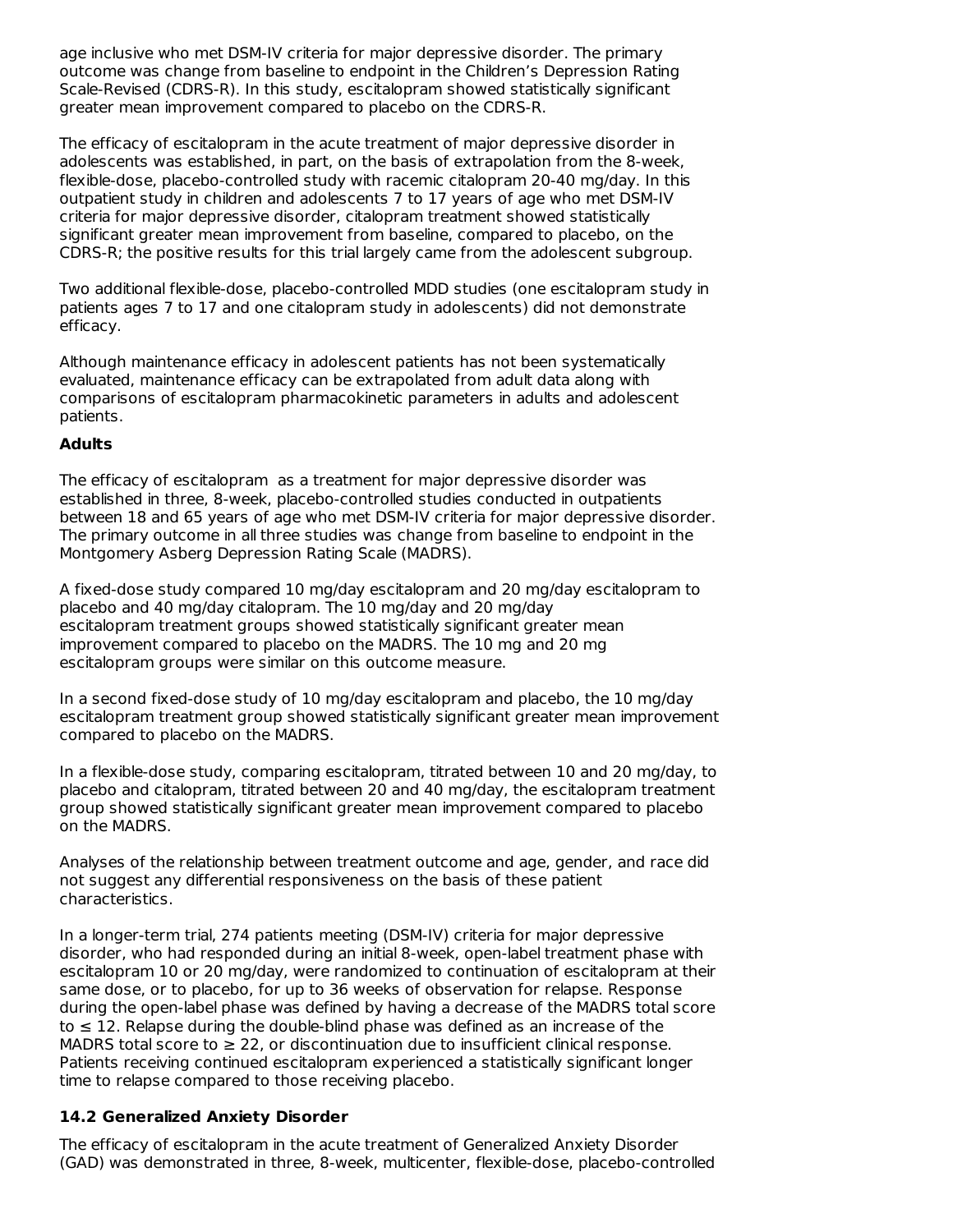age inclusive who met DSM-IV criteria for major depressive disorder. The primary outcome was change from baseline to endpoint in the Children's Depression Rating Scale-Revised (CDRS-R). In this study, escitalopram showed statistically significant greater mean improvement compared to placebo on the CDRS-R.

The efficacy of escitalopram in the acute treatment of major depressive disorder in adolescents was established, in part, on the basis of extrapolation from the 8-week, flexible-dose, placebo-controlled study with racemic citalopram 20-40 mg/day. In this outpatient study in children and adolescents 7 to 17 years of age who met DSM-IV criteria for major depressive disorder, citalopram treatment showed statistically significant greater mean improvement from baseline, compared to placebo, on the CDRS-R; the positive results for this trial largely came from the adolescent subgroup.

Two additional flexible-dose, placebo-controlled MDD studies (one escitalopram study in patients ages 7 to 17 and one citalopram study in adolescents) did not demonstrate efficacy.

Although maintenance efficacy in adolescent patients has not been systematically evaluated, maintenance efficacy can be extrapolated from adult data along with comparisons of escitalopram pharmacokinetic parameters in adults and adolescent patients.

**Adults**

The efficacy of escitalopram as a treatment for major depressive disorder was established in three, 8-week, placebo-controlled studies conducted in outpatients between 18 and 65 years of age who met DSM-IV criteria for major depressive disorder. The primary outcome in all three studies was change from baseline to endpoint in the Montgomery Asberg Depression Rating Scale (MADRS).

A fixed-dose study compared 10 mg/day escitalopram and 20 mg/day escitalopram to placebo and 40 mg/day citalopram. The 10 mg/day and 20 mg/day escitalopram treatment groups showed statistically significant greater mean improvement compared to placebo on the MADRS. The 10 mg and 20 mg escitalopram groups were similar on this outcome measure.

In a second fixed-dose study of 10 mg/day escitalopram and placebo, the 10 mg/day escitalopram treatment group showed statistically significant greater mean improvement compared to placebo on the MADRS.

In a flexible-dose study, comparing escitalopram, titrated between 10 and 20 mg/day, to placebo and citalopram, titrated between 20 and 40 mg/day, the escitalopram treatment group showed statistically significant greater mean improvement compared to placebo on the MADRS.

Analyses of the relationship between treatment outcome and age, gender, and race did not suggest any differential responsiveness on the basis of these patient characteristics.

In a longer-term trial, 274 patients meeting (DSM-IV) criteria for major depressive disorder, who had responded during an initial 8-week, open-label treatment phase with escitalopram 10 or 20 mg/day, were randomized to continuation of escitalopram at their same dose, or to placebo, for up to 36 weeks of observation for relapse. Response during the open-label phase was defined by having a decrease of the MADRS total score to ≤ 12. Relapse during the double-blind phase was defined as an increase of the MADRS total score to ≥ 22, or discontinuation due to insufficient clinical response. Patients receiving continued escitalopram experienced a statistically significant longer time to relapse compared to those receiving placebo.

### 14.2 Generalized Anxiety Disorder

The efficacy of escitalopram in the acute treatment of Generalized Anxiety Disorder (GAD) was demonstrated in three, 8-week, multicenter, flexible-dose, placebo-controlled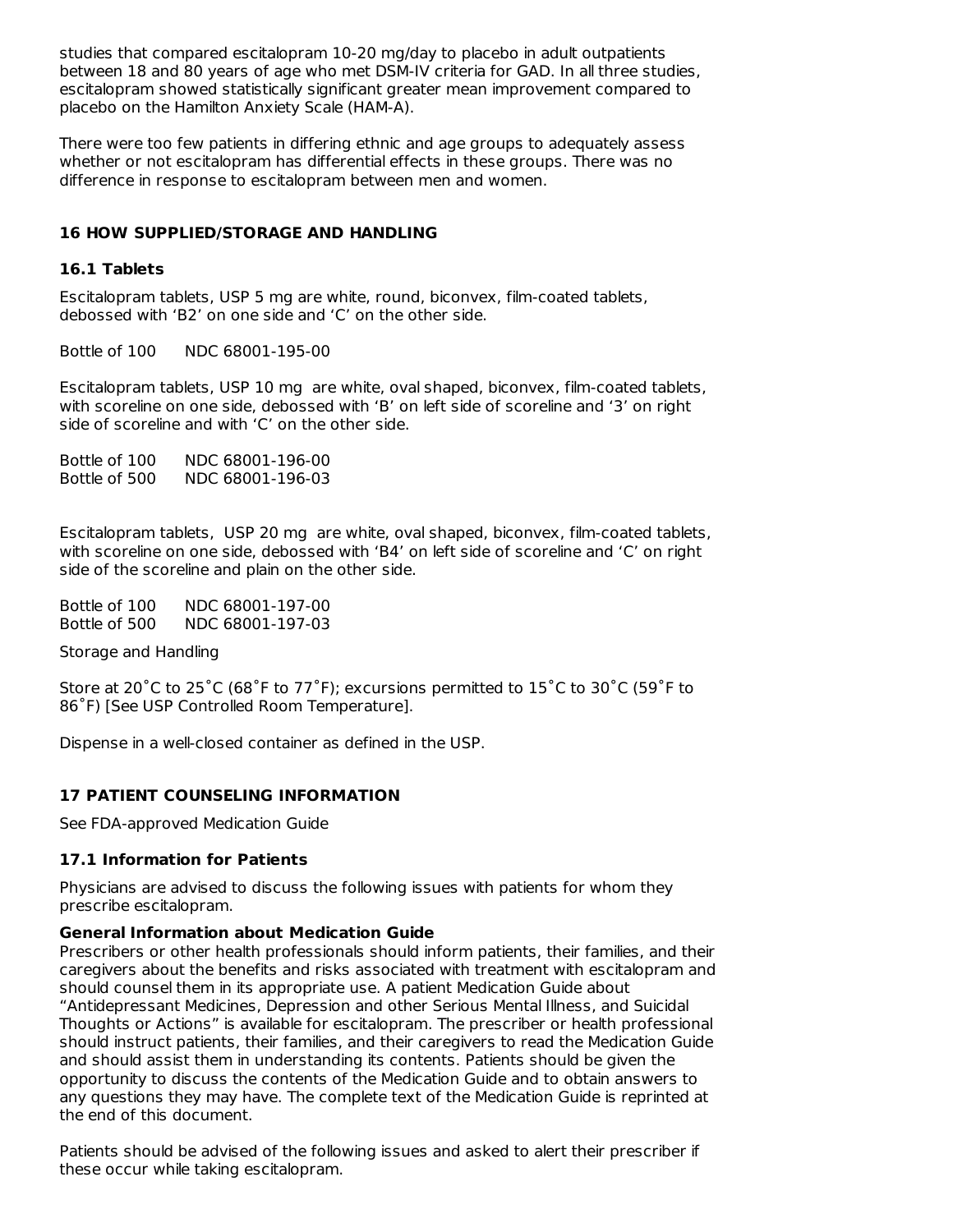studies that compared escitalopram 10-20 mg/day to placebo in adult outpatients between 18 and 80 years of age who met DSM-IV criteria for GAD. In all three studies, escitalopram showed statistically significant greater mean improvement compared to placebo on the Hamilton Anxiety Scale (HAM-A).

There were too few patients in differing ethnic and age groups to adequately assess whether or not escitalopram has differential effects in these groups. There was no difference in response to escitalopram between men and women.

## 16 HOW SUPPLIED/STORAGE AND HANDLING

### 16.1 Tablets

Escitalopram tablets, USP 5 mg are white, round, biconvex, film-coated tablets, debossed with 'B2' on one side and 'C' on the other side.

Bottle of 100 NDC 68001-195-00

Escitalopram tablets, USP 10 mg are white, oval shaped, biconvex, film-coated tablets, with scoreline on one side, debossed with 'B' on left side of scoreline and '3' on right side of scoreline and with 'C' on the other side.

Bottle of 100 NDC 68001-196-00
Bottle of 500 NDC 68001-196-03

Escitalopram tablets, USP 20 mg are white, oval shaped, biconvex, film-coated tablets, with scoreline on one side, debossed with 'B4' on left side of scoreline and 'C' on right side of the scoreline and plain on the other side.

Bottle of 100 NDC 68001-197-00
Bottle of 500 NDC 68001-197-03

Storage and Handling

Store at 20˚C to 25˚C (68˚F to 77˚F); excursions permitted to 15˚C to 30˚C (59˚F to 86˚F) [See USP Controlled Room Temperature].

Dispense in a well-closed container as defined in the USP.

## 17 PATIENT COUNSELING INFORMATION

See FDA-approved Medication Guide

### 17.1 Information for Patients

Physicians are advised to discuss the following issues with patients for whom they prescribe escitalopram.

**General Information about Medication Guide**
Prescribers or other health professionals should inform patients, their families, and their caregivers about the benefits and risks associated with treatment with escitalopram and should counsel them in its appropriate use. A patient Medication Guide about "Antidepressant Medicines, Depression and other Serious Mental Illness, and Suicidal Thoughts or Actions" is available for escitalopram. The prescriber or health professional should instruct patients, their families, and their caregivers to read the Medication Guide and should assist them in understanding its contents. Patients should be given the opportunity to discuss the contents of the Medication Guide and to obtain answers to any questions they may have. The complete text of the Medication Guide is reprinted at the end of this document.

Patients should be advised of the following issues and asked to alert their prescriber if these occur while taking escitalopram.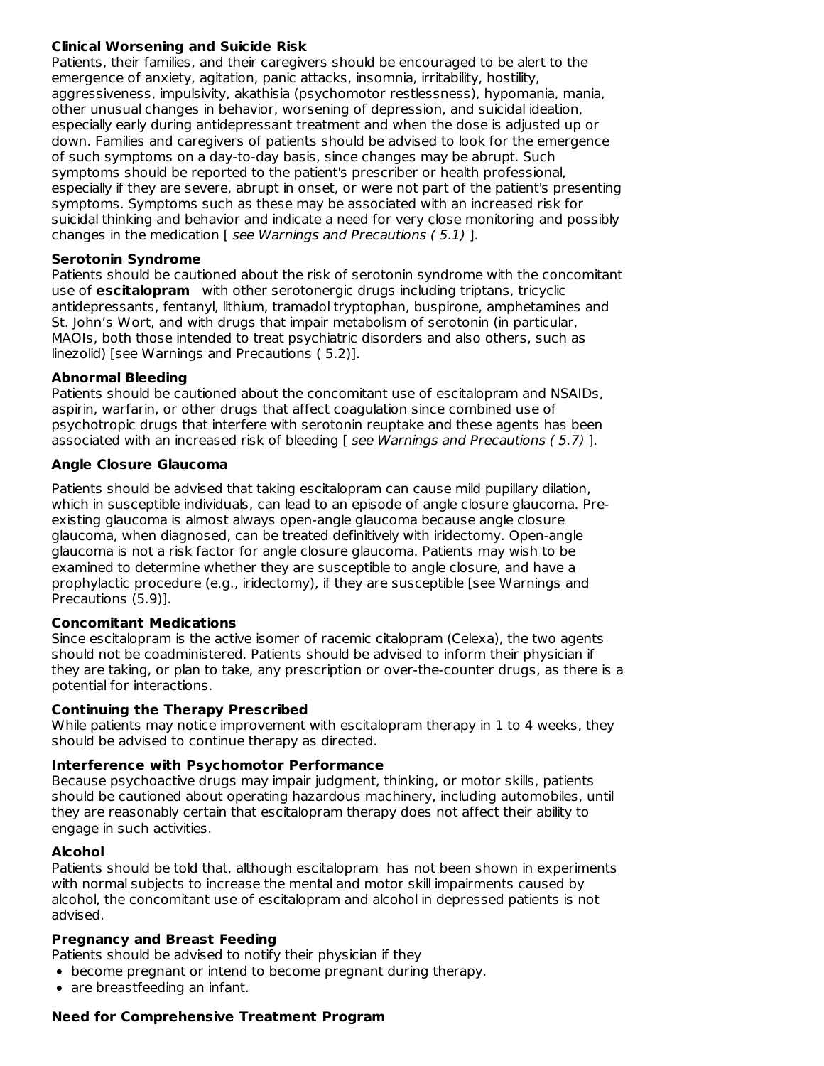**Clinical Worsening and Suicide Risk**

Patients, their families, and their caregivers should be encouraged to be alert to the emergence of anxiety, agitation, panic attacks, insomnia, irritability, hostility, aggressiveness, impulsivity, akathisia (psychomotor restlessness), hypomania, mania, other unusual changes in behavior, worsening of depression, and suicidal ideation, especially early during antidepressant treatment and when the dose is adjusted up or down. Families and caregivers of patients should be advised to look for the emergence of such symptoms on a day-to-day basis, since changes may be abrupt. Such symptoms should be reported to the patient's prescriber or health professional, especially if they are severe, abrupt in onset, or were not part of the patient's presenting symptoms. Symptoms such as these may be associated with an increased risk for suicidal thinking and behavior and indicate a need for very close monitoring and possibly changes in the medication [ *see Warnings and Precautions ( 5.1)* ].

**Serotonin Syndrome**

Patients should be cautioned about the risk of serotonin syndrome with the concomitant use of **escitalopram** with other serotonergic drugs including triptans, tricyclic antidepressants, fentanyl, lithium, tramadol tryptophan, buspirone, amphetamines and St. John's Wort, and with drugs that impair metabolism of serotonin (in particular, MAOIs, both those intended to treat psychiatric disorders and also others, such as linezolid) [see Warnings and Precautions ( 5.2)].

**Abnormal Bleeding**

Patients should be cautioned about the concomitant use of escitalopram and NSAIDs, aspirin, warfarin, or other drugs that affect coagulation since combined use of psychotropic drugs that interfere with serotonin reuptake and these agents has been associated with an increased risk of bleeding [ *see Warnings and Precautions ( 5.7)* ].

**Angle Closure Glaucoma**

Patients should be advised that taking escitalopram can cause mild pupillary dilation, which in susceptible individuals, can lead to an episode of angle closure glaucoma. Pre-existing glaucoma is almost always open-angle glaucoma because angle closure glaucoma, when diagnosed, can be treated definitively with iridectomy. Open-angle glaucoma is not a risk factor for angle closure glaucoma. Patients may wish to be examined to determine whether they are susceptible to angle closure, and have a prophylactic procedure (e.g., iridectomy), if they are susceptible [see Warnings and Precautions (5.9)].

**Concomitant Medications**

Since escitalopram is the active isomer of racemic citalopram (Celexa), the two agents should not be coadministered. Patients should be advised to inform their physician if they are taking, or plan to take, any prescription or over-the-counter drugs, as there is a potential for interactions.

**Continuing the Therapy Prescribed**

While patients may notice improvement with escitalopram therapy in 1 to 4 weeks, they should be advised to continue therapy as directed.

**Interference with Psychomotor Performance**

Because psychoactive drugs may impair judgment, thinking, or motor skills, patients should be cautioned about operating hazardous machinery, including automobiles, until they are reasonably certain that escitalopram therapy does not affect their ability to engage in such activities.

**Alcohol**

Patients should be told that, although escitalopram has not been shown in experiments with normal subjects to increase the mental and motor skill impairments caused by alcohol, the concomitant use of escitalopram and alcohol in depressed patients is not advised.

**Pregnancy and Breast Feeding**

Patients should be advised to notify their physician if they

- become pregnant or intend to become pregnant during therapy.
- are breastfeeding an infant.

**Need for Comprehensive Treatment Program**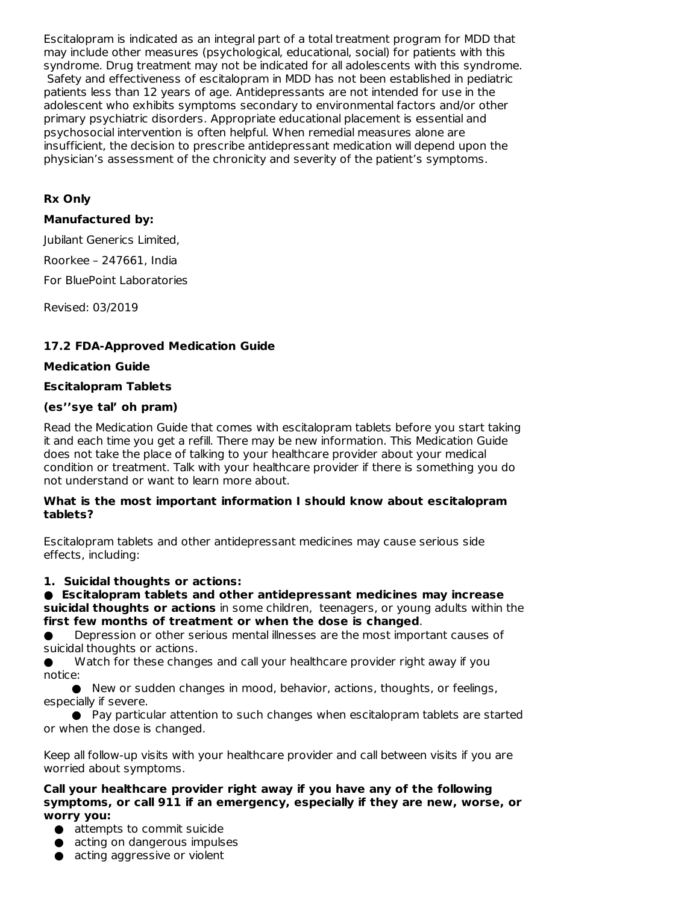Escitalopram is indicated as an integral part of a total treatment program for MDD that may include other measures (psychological, educational, social) for patients with this syndrome. Drug treatment may not be indicated for all adolescents with this syndrome. Safety and effectiveness of escitalopram in MDD has not been established in pediatric patients less than 12 years of age. Antidepressants are not intended for use in the adolescent who exhibits symptoms secondary to environmental factors and/or other primary psychiatric disorders. Appropriate educational placement is essential and psychosocial intervention is often helpful. When remedial measures alone are insufficient, the decision to prescribe antidepressant medication will depend upon the physician's assessment of the chronicity and severity of the patient's symptoms.

**Rx Only**

**Manufactured by:**

Jubilant Generics Limited,

Roorkee – 247661, India

For BluePoint Laboratories

Revised: 03/2019

### 17.2 FDA-Approved Medication Guide

**Medication Guide**

**Escitalopram Tablets**

**(es''sye tal' oh pram)**

Read the Medication Guide that comes with escitalopram tablets before you start taking it and each time you get a refill. There may be new information. This Medication Guide does not take the place of talking to your healthcare provider about your medical condition or treatment. Talk with your healthcare provider if there is something you do not understand or want to learn more about.

**What is the most important information I should know about escitalopram tablets?**

Escitalopram tablets and other antidepressant medicines may cause serious side effects, including:

**1. Suicidal thoughts or actions:**

- **Escitalopram tablets and other antidepressant medicines may increase suicidal thoughts or actions** in some children, teenagers, or young adults within the **first few months of treatment or when the dose is changed**.
- Depression or other serious mental illnesses are the most important causes of suicidal thoughts or actions.
- Watch for these changes and call your healthcare provider right away if you notice:
  - New or sudden changes in mood, behavior, actions, thoughts, or feelings, especially if severe.
  - Pay particular attention to such changes when escitalopram tablets are started or when the dose is changed.

Keep all follow-up visits with your healthcare provider and call between visits if you are worried about symptoms.

**Call your healthcare provider right away if you have any of the following symptoms, or call 911 if an emergency, especially if they are new, worse, or worry you:**

- attempts to commit suicide
- acting on dangerous impulses
- acting aggressive or violent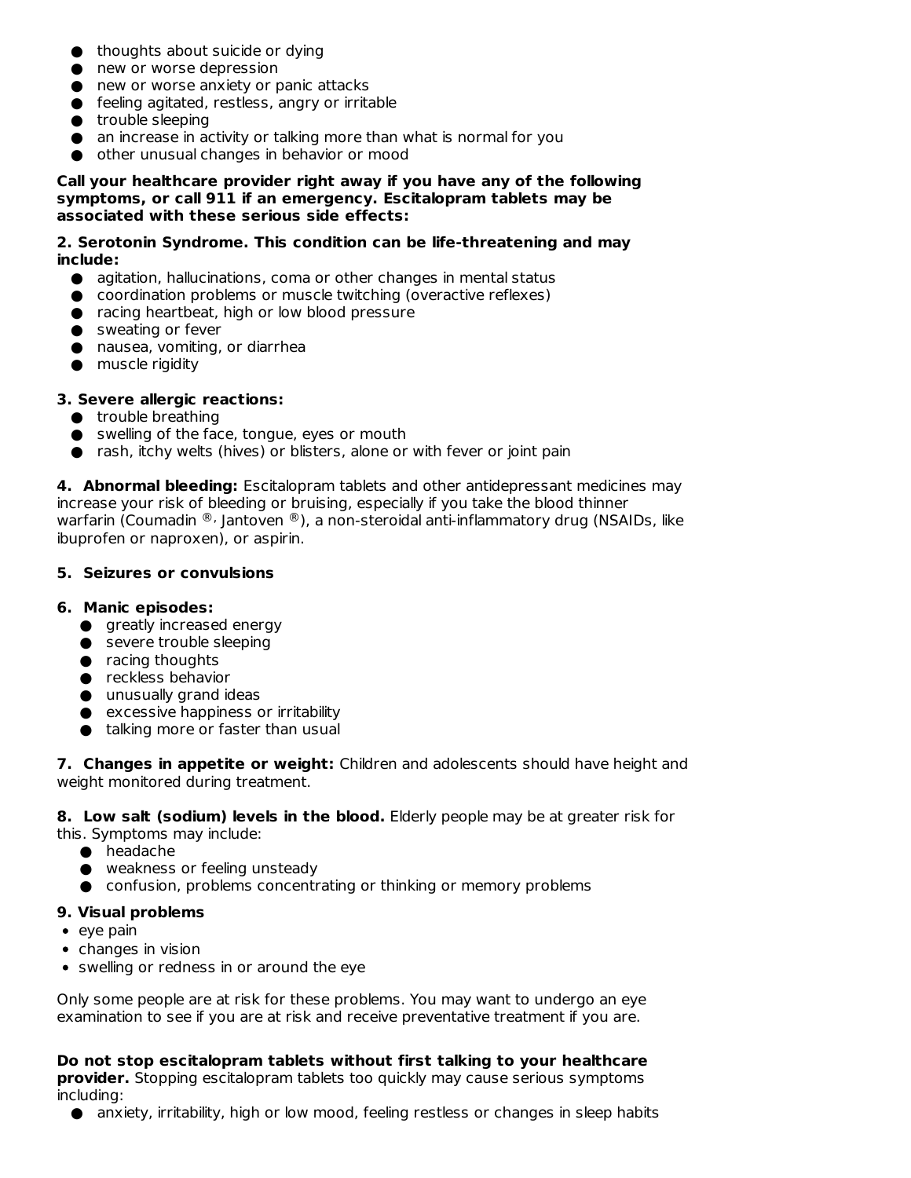- thoughts about suicide or dying
- new or worse depression
- new or worse anxiety or panic attacks
- feeling agitated, restless, angry or irritable
- trouble sleeping
- an increase in activity or talking more than what is normal for you
- other unusual changes in behavior or mood

**Call your healthcare provider right away if you have any of the following symptoms, or call 911 if an emergency. Escitalopram tablets may be associated with these serious side effects:**

**2. Serotonin Syndrome. This condition can be life-threatening and may include:**

- agitation, hallucinations, coma or other changes in mental status
- coordination problems or muscle twitching (overactive reflexes)
- racing heartbeat, high or low blood pressure
- sweating or fever
- nausea, vomiting, or diarrhea
- muscle rigidity

**3. Severe allergic reactions:**

- trouble breathing
- swelling of the face, tongue, eyes or mouth
- rash, itchy welts (hives) or blisters, alone or with fever or joint pain

**4. Abnormal bleeding:** Escitalopram tablets and other antidepressant medicines may increase your risk of bleeding or bruising, especially if you take the blood thinner warfarin (Coumadin ®, Jantoven ®), a non-steroidal anti-inflammatory drug (NSAIDs, like ibuprofen or naproxen), or aspirin.

**5. Seizures or convulsions**

**6. Manic episodes:**

- greatly increased energy
- severe trouble sleeping
- racing thoughts
- reckless behavior
- unusually grand ideas
- excessive happiness or irritability
- talking more or faster than usual

**7. Changes in appetite or weight:** Children and adolescents should have height and weight monitored during treatment.

**8. Low salt (sodium) levels in the blood.** Elderly people may be at greater risk for this. Symptoms may include:

- headache
- weakness or feeling unsteady
- confusion, problems concentrating or thinking or memory problems

**9. Visual problems**

- eye pain
- changes in vision
- swelling or redness in or around the eye

Only some people are at risk for these problems. You may want to undergo an eye examination to see if you are at risk and receive preventative treatment if you are.

**Do not stop escitalopram tablets without first talking to your healthcare provider.** Stopping escitalopram tablets too quickly may cause serious symptoms including:

- anxiety, irritability, high or low mood, feeling restless or changes in sleep habits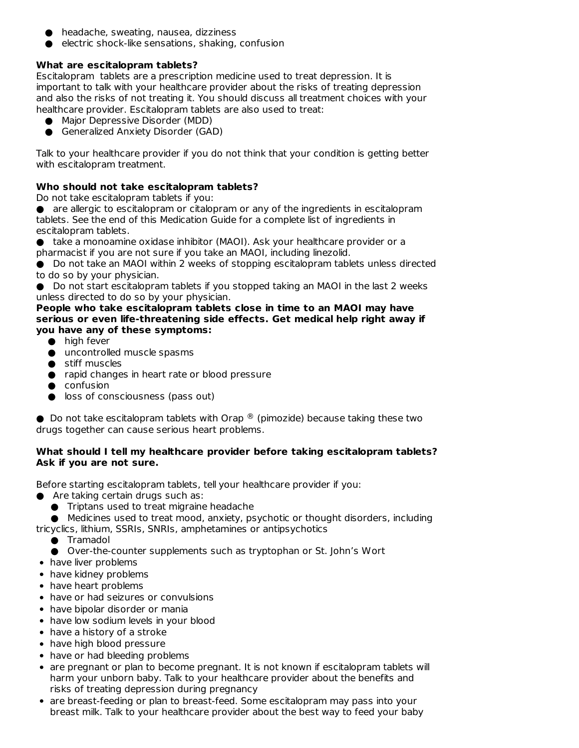- headache, sweating, nausea, dizziness
- electric shock-like sensations, shaking, confusion

**What are escitalopram tablets?**

Escitalopram tablets are a prescription medicine used to treat depression. It is important to talk with your healthcare provider about the risks of treating depression and also the risks of not treating it. You should discuss all treatment choices with your healthcare provider. Escitalopram tablets are also used to treat:

- Major Depressive Disorder (MDD)
- Generalized Anxiety Disorder (GAD)

Talk to your healthcare provider if you do not think that your condition is getting better with escitalopram treatment.

**Who should not take escitalopram tablets?**

Do not take escitalopram tablets if you:

- are allergic to escitalopram or citalopram or any of the ingredients in escitalopram tablets. See the end of this Medication Guide for a complete list of ingredients in escitalopram tablets.
- take a monoamine oxidase inhibitor (MAOI). Ask your healthcare provider or a pharmacist if you are not sure if you take an MAOI, including linezolid.
- Do not take an MAOI within 2 weeks of stopping escitalopram tablets unless directed to do so by your physician.
- Do not start escitalopram tablets if you stopped taking an MAOI in the last 2 weeks unless directed to do so by your physician.

**People who take escitalopram tablets close in time to an MAOI may have serious or even life-threatening side effects. Get medical help right away if you have any of these symptoms:**

- high fever
- uncontrolled muscle spasms
- stiff muscles
- rapid changes in heart rate or blood pressure
- confusion
- loss of consciousness (pass out)

- Do not take escitalopram tablets with Orap ® (pimozide) because taking these two drugs together can cause serious heart problems.

**What should I tell my healthcare provider before taking escitalopram tablets? Ask if you are not sure.**

Before starting escitalopram tablets, tell your healthcare provider if you:

- Are taking certain drugs such as:
  - Triptans used to treat migraine headache
  - Medicines used to treat mood, anxiety, psychotic or thought disorders, including tricyclics, lithium, SSRIs, SNRIs, amphetamines or antipsychotics
  - Tramadol
  - Over-the-counter supplements such as tryptophan or St. John's Wort
- have liver problems
- have kidney problems
- have heart problems
- have or had seizures or convulsions
- have bipolar disorder or mania
- have low sodium levels in your blood
- have a history of a stroke
- have high blood pressure
- have or had bleeding problems
- are pregnant or plan to become pregnant. It is not known if escitalopram tablets will harm your unborn baby. Talk to your healthcare provider about the benefits and risks of treating depression during pregnancy
- are breast-feeding or plan to breast-feed. Some escitalopram may pass into your breast milk. Talk to your healthcare provider about the best way to feed your baby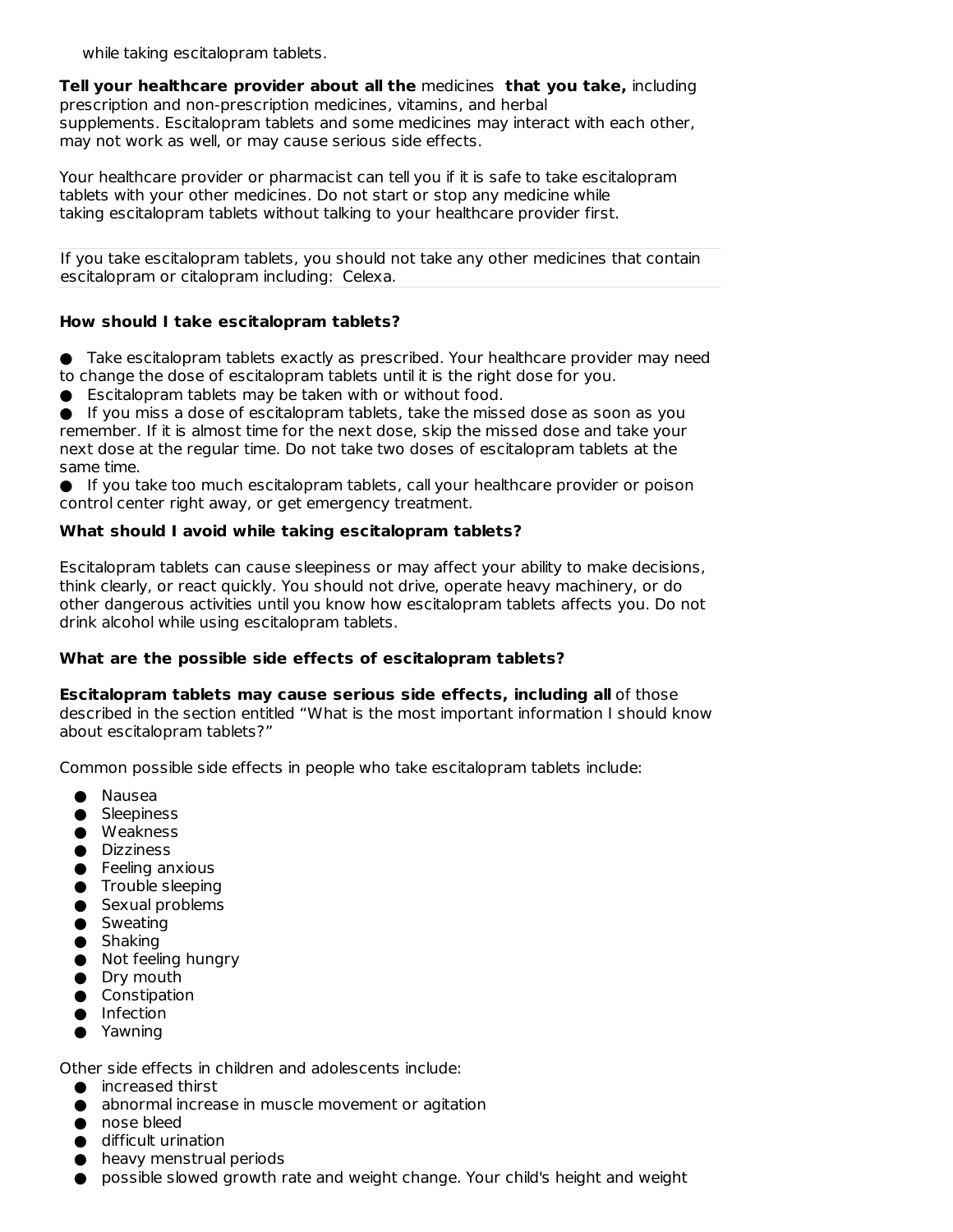while taking escitalopram tablets.

**Tell your healthcare provider about all the** medicines **that you take,** including prescription and non-prescription medicines, vitamins, and herbal supplements. Escitalopram tablets and some medicines may interact with each other, may not work as well, or may cause serious side effects.

Your healthcare provider or pharmacist can tell you if it is safe to take escitalopram tablets with your other medicines. Do not start or stop any medicine while taking escitalopram tablets without talking to your healthcare provider first.

If you take escitalopram tablets, you should not take any other medicines that contain escitalopram or citalopram including: Celexa.

**How should I take escitalopram tablets?**

- Take escitalopram tablets exactly as prescribed. Your healthcare provider may need to change the dose of escitalopram tablets until it is the right dose for you.
- Escitalopram tablets may be taken with or without food.
- If you miss a dose of escitalopram tablets, take the missed dose as soon as you remember. If it is almost time for the next dose, skip the missed dose and take your next dose at the regular time. Do not take two doses of escitalopram tablets at the same time.
- If you take too much escitalopram tablets, call your healthcare provider or poison control center right away, or get emergency treatment.

**What should I avoid while taking escitalopram tablets?**

Escitalopram tablets can cause sleepiness or may affect your ability to make decisions, think clearly, or react quickly. You should not drive, operate heavy machinery, or do other dangerous activities until you know how escitalopram tablets affects you. Do not drink alcohol while using escitalopram tablets.

**What are the possible side effects of escitalopram tablets?**

**Escitalopram tablets may cause serious side effects, including all** of those described in the section entitled "What is the most important information I should know about escitalopram tablets?"

Common possible side effects in people who take escitalopram tablets include:

- Nausea
- Sleepiness
- Weakness
- Dizziness
- Feeling anxious
- Trouble sleeping
- Sexual problems
- Sweating
- Shaking
- Not feeling hungry
- Dry mouth
- Constipation
- Infection
- Yawning

Other side effects in children and adolescents include:

- increased thirst
- abnormal increase in muscle movement or agitation
- nose bleed
- difficult urination
- heavy menstrual periods
- possible slowed growth rate and weight change. Your child's height and weight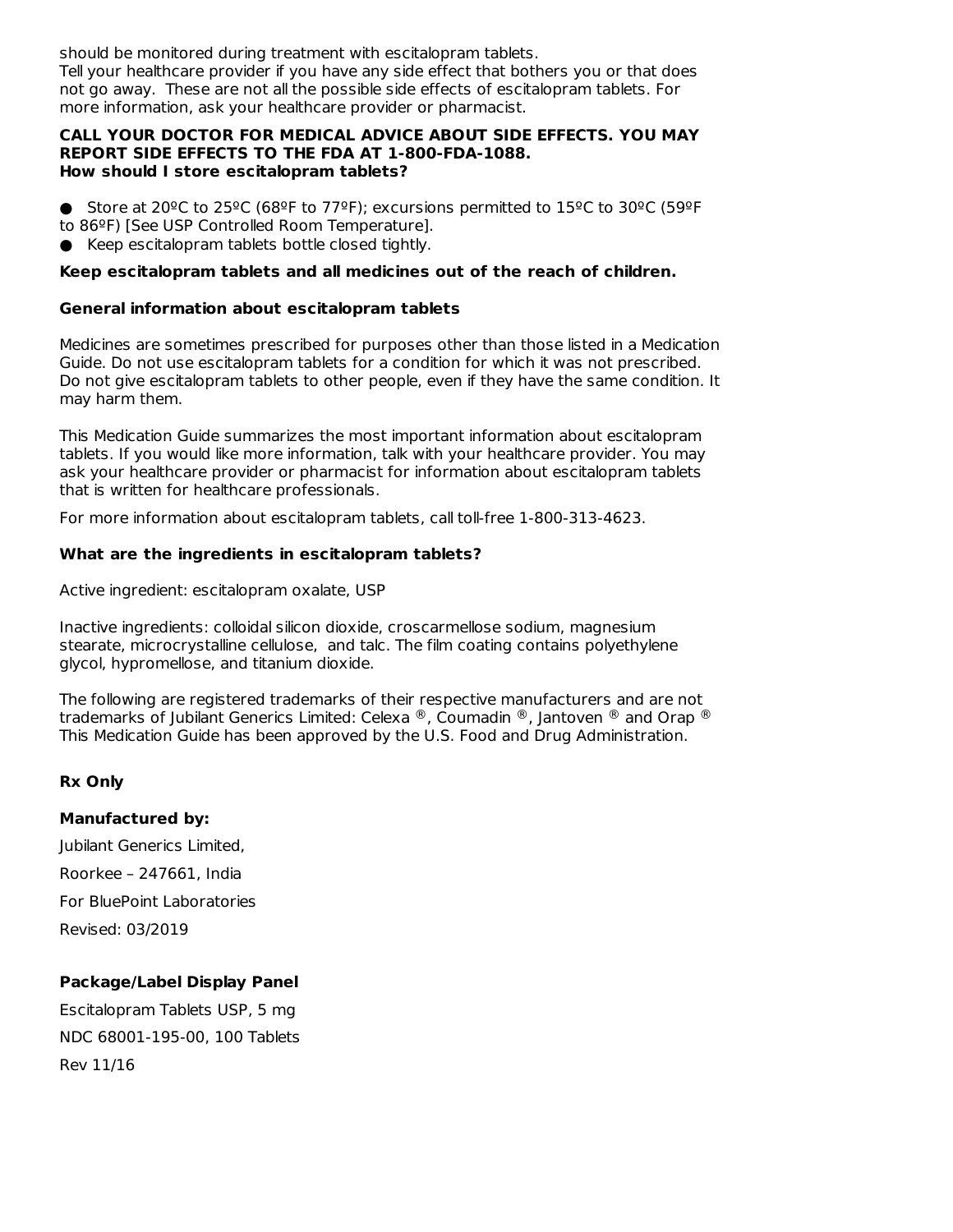should be monitored during treatment with escitalopram tablets.

Tell your healthcare provider if you have any side effect that bothers you or that does not go away. These are not all the possible side effects of escitalopram tablets. For more information, ask your healthcare provider or pharmacist.

**CALL YOUR DOCTOR FOR MEDICAL ADVICE ABOUT SIDE EFFECTS. YOU MAY REPORT SIDE EFFECTS TO THE FDA AT 1-800-FDA-1088.**

**How should I store escitalopram tablets?**

- Store at 20ºC to 25ºC (68ºF to 77ºF); excursions permitted to 15ºC to 30ºC (59ºF to 86ºF) [See USP Controlled Room Temperature].
- Keep escitalopram tablets bottle closed tightly.

**Keep escitalopram tablets and all medicines out of the reach of children.**

**General information about escitalopram tablets**

Medicines are sometimes prescribed for purposes other than those listed in a Medication Guide. Do not use escitalopram tablets for a condition for which it was not prescribed. Do not give escitalopram tablets to other people, even if they have the same condition. It may harm them.

This Medication Guide summarizes the most important information about escitalopram tablets. If you would like more information, talk with your healthcare provider. You may ask your healthcare provider or pharmacist for information about escitalopram tablets that is written for healthcare professionals.

For more information about escitalopram tablets, call toll-free 1-800-313-4623.

**What are the ingredients in escitalopram tablets?**

Active ingredient: escitalopram oxalate, USP

Inactive ingredients: colloidal silicon dioxide, croscarmellose sodium, magnesium stearate, microcrystalline cellulose, and talc. The film coating contains polyethylene glycol, hypromellose, and titanium dioxide.

The following are registered trademarks of their respective manufacturers and are not trademarks of Jubilant Generics Limited: Celexa ®, Coumadin ®, Jantoven ® and Orap ®
This Medication Guide has been approved by the U.S. Food and Drug Administration.

**Rx Only**

**Manufactured by:**

Jubilant Generics Limited,

Roorkee – 247661, India

For BluePoint Laboratories

Revised: 03/2019

**Package/Label Display Panel**

Escitalopram Tablets USP, 5 mg

NDC 68001-195-00, 100 Tablets

Rev 11/16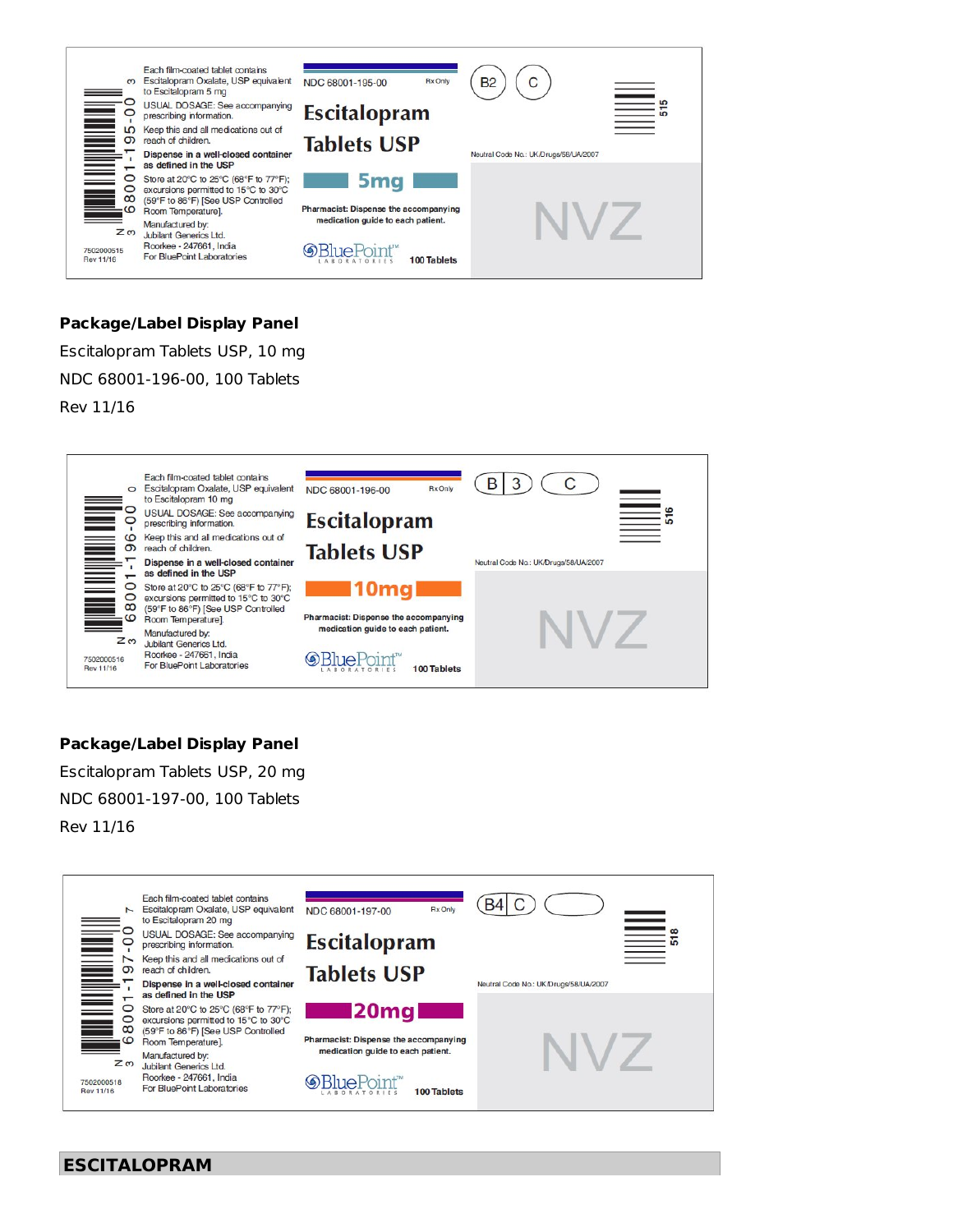Each film-coated tablet contains Escitalopram Oxalate, USP equivalent to Escitalopram 5 mg

USUAL DOSAGE: See accompanying prescribing information.

Keep this and all medications out of reach of children.

**Dispense in a well-closed container as defined in the USP**

Store at 20°C to 25°C (68°F to 77°F); excursions permitted to 15°C to 30°C (59°F to 86°F) [See USP Controlled Room Temperature].

Manufactured by:
Jubilant Generics Ltd.
Roorkee - 247661, India
For BluePoint Laboratories

N 3 68001-195-00 3

7502000515
Rev 11/16

NDC 68001-195-00 Rx Only

**Escitalopram Tablets USP**

**5mg**

**Pharmacist: Dispense the accompanying medication guide to each patient.**

BluePoint™ LABORATORIES **100 Tablets**

B2 C

515

Neutral Code No.: UK/Drugs/58/UA/2007

NVZ

**Package/Label Display Panel**

Escitalopram Tablets USP, 10 mg

NDC 68001-196-00, 100 Tablets

Rev 11/16

Each film-coated tablet contains Escitalopram Oxalate, USP equivalent to Escitalopram 10 mg

USUAL DOSAGE: See accompanying prescribing information.

Keep this and all medications out of reach of children.

**Dispense in a well-closed container as defined in the USP**

Store at 20°C to 25°C (68°F to 77°F); excursions permitted to 15°C to 30°C (59°F to 86°F) [See USP Controlled Room Temperature].

Manufactured by:
Jubilant Generics Ltd.
Roorkee - 247661, India
For BluePoint Laboratories

N 3 68001-196-00 0

7502000516
Rev 11/16

NDC 68001-196-00 Rx Only

**Escitalopram Tablets USP**

**10mg**

**Pharmacist: Dispense the accompanying medication guide to each patient.**

BluePoint™ LABORATORIES **100 Tablets**

B 3 C

516

Neutral Code No.: UK/Drugs/58/UA/2007

NVZ

**Package/Label Display Panel**

Escitalopram Tablets USP, 20 mg

NDC 68001-197-00, 100 Tablets

Rev 11/16

Each film-coated tablet contains Escitalopram Oxalate, USP equivalent to Escitalopram 20 mg

USUAL DOSAGE: See accompanying prescribing information.

Keep this and all medications out of reach of children.

**Dispense in a well-closed container as defined in the USP**

Store at 20°C to 25°C (68°F to 77°F); excursions permitted to 15°C to 30°C (59°F to 86°F) [See USP Controlled Room Temperature].

Manufactured by:
Jubilant Generics Ltd.
Roorkee - 247661, India
For BluePoint Laboratories

N 3 68001-197-00 7

7502000518
Rev 11/16

NDC 68001-197-00 Rx Only

**Escitalopram Tablets USP**

**20mg**

**Pharmacist: Dispense the accompanying medication guide to each patient.**

BluePoint™ LABORATORIES **100 Tablets**

B4 C

518

Neutral Code No.: UK/Drugs/58/UA/2007

NVZ

## ESCITALOPRAM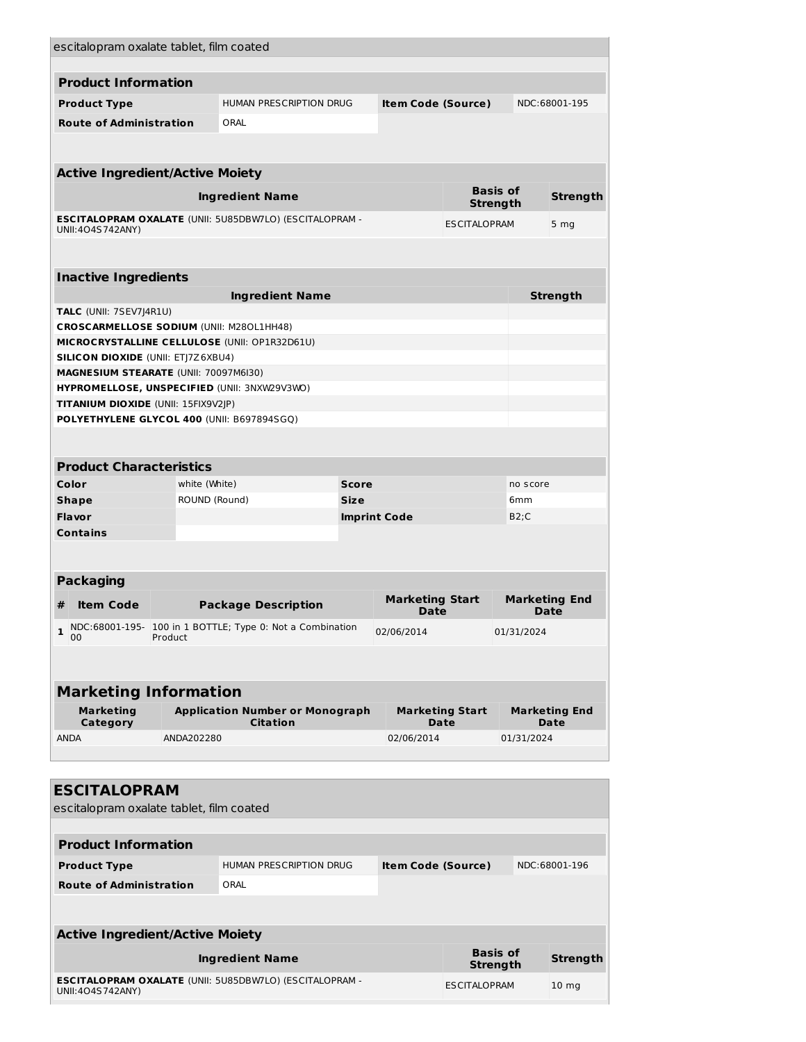escitalopram oxalate tablet, film coated

| **Product Information** | | | |
|---|---|---|---|
| **Product Type** | HUMAN PRESCRIPTION DRUG | **Item Code (Source)** | NDC:68001-195 |
| **Route of Administration** | ORAL | | |

| **Active Ingredient/Active Moiety** | | |
|---|---|---|
| **Ingredient Name** | **Basis of Strength** | **Strength** |
| **ESCITALOPRAM OXALATE** (UNII: 5U85DBW7LO) (ESCITALOPRAM - UNII:4O4S742ANY) | ESCITALOPRAM | 5 mg |

| **Inactive Ingredients** | |
|---|---|
| **Ingredient Name** | **Strength** |
| **TALC** (UNII: 7SEV7J4R1U) | |
| **CROSCARMELLOSE SODIUM** (UNII: M28OL1HH48) | |
| **MICROCRYSTALLINE CELLULOSE** (UNII: OP1R32D61U) | |
| **SILICON DIOXIDE** (UNII: ETJ7Z6XBU4) | |
| **MAGNESIUM STEARATE** (UNII: 70097M6I30) | |
| **HYPROMELLOSE, UNSPECIFIED** (UNII: 3NXW29V3WO) | |
| **TITANIUM DIOXIDE** (UNII: 15FIX9V2JP) | |
| **POLYETHYLENE GLYCOL 400** (UNII: B697894SGQ) | |

| **Product Characteristics** | | | |
|---|---|---|---|
| **Color** | white (White) | **Score** | no score |
| **Shape** | ROUND (Round) | **Size** | 6mm |
| **Flavor** | | **Imprint Code** | B2;C |
| **Contains** | | | |

| **Packaging** | | | | |
|---|---|---|---|---|
| **#** | **Item Code** | **Package Description** | **Marketing Start Date** | **Marketing End Date** |
| 1 | NDC:68001-195-00 | 100 in 1 BOTTLE; Type 0: Not a Combination Product | 02/06/2014 | 01/31/2024 |

| **Marketing Information** | | | |
|---|---|---|---|
| **Marketing Category** | **Application Number or Monograph Citation** | **Marketing Start Date** | **Marketing End Date** |
| ANDA | ANDA202280 | 02/06/2014 | 01/31/2024 |

## ESCITALOPRAM

escitalopram oxalate tablet, film coated

| **Product Information** | | | |
|---|---|---|---|
| **Product Type** | HUMAN PRESCRIPTION DRUG | **Item Code (Source)** | NDC:68001-196 |
| **Route of Administration** | ORAL | | |

| **Active Ingredient/Active Moiety** | | |
|---|---|---|
| **Ingredient Name** | **Basis of Strength** | **Strength** |
| **ESCITALOPRAM OXALATE** (UNII: 5U85DBW7LO) (ESCITALOPRAM - UNII:4O4S742ANY) | ESCITALOPRAM | 10 mg |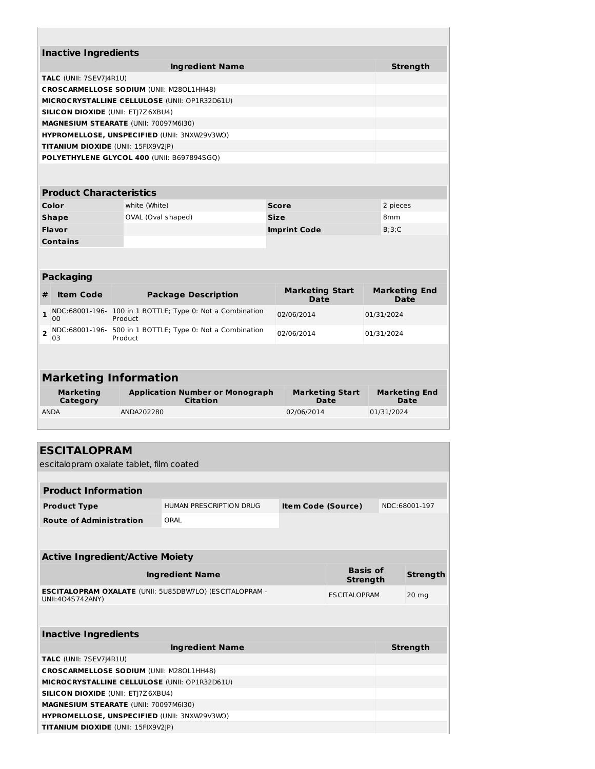### Inactive Ingredients

| Ingredient Name | Strength |
|---|---|
| **TALC** (UNII: 7SEV7J4R1U) | |
| **CROSCARMELLOSE SODIUM** (UNII: M28OL1HH48) | |
| **MICROCRYSTALLINE CELLULOSE** (UNII: OP1R32D61U) | |
| **SILICON DIOXIDE** (UNII: ETJ7Z6XBU4) | |
| **MAGNESIUM STEARATE** (UNII: 70097M6I30) | |
| **HYPROMELLOSE, UNSPECIFIED** (UNII: 3NXW29V3WO) | |
| **TITANIUM DIOXIDE** (UNII: 15FIX9V2JP) | |
| **POLYETHYLENE GLYCOL 400** (UNII: B697894SGQ) | |

### Product Characteristics

| | | | |
|---|---|---|---|
| **Color** | white (White) | **Score** | 2 pieces |
| **Shape** | OVAL (Oval shaped) | **Size** | 8mm |
| **Flavor** | | **Imprint Code** | B;3;C |
| **Contains** | | | |

### Packaging

| # | Item Code | Package Description | Marketing Start Date | Marketing End Date |
|---|---|---|---|---|
| 1 | NDC:68001-196-00 | 100 in 1 BOTTLE; Type 0: Not a Combination Product | 02/06/2014 | 01/31/2024 |
| 2 | NDC:68001-196-03 | 500 in 1 BOTTLE; Type 0: Not a Combination Product | 02/06/2014 | 01/31/2024 |

## Marketing Information

| Marketing Category | Application Number or Monograph Citation | Marketing Start Date | Marketing End Date |
|---|---|---|---|
| ANDA | ANDA202280 | 02/06/2014 | 01/31/2024 |

## ESCITALOPRAM

escitalopram oxalate tablet, film coated

### Product Information

| | | | |
|---|---|---|---|
| **Product Type** | HUMAN PRESCRIPTION DRUG | **Item Code (Source)** | NDC:68001-197 |
| **Route of Administration** | ORAL | | |

### Active Ingredient/Active Moiety

| Ingredient Name | Basis of Strength | Strength |
|---|---|---|
| **ESCITALOPRAM OXALATE** (UNII: 5U85DBW7LO) (ESCITALOPRAM - UNII:4O4S742ANY) | ESCITALOPRAM | 20 mg |

### Inactive Ingredients

| Ingredient Name | Strength |
|---|---|
| **TALC** (UNII: 7SEV7J4R1U) | |
| **CROSCARMELLOSE SODIUM** (UNII: M28OL1HH48) | |
| **MICROCRYSTALLINE CELLULOSE** (UNII: OP1R32D61U) | |
| **SILICON DIOXIDE** (UNII: ETJ7Z6XBU4) | |
| **MAGNESIUM STEARATE** (UNII: 70097M6I30) | |
| **HYPROMELLOSE, UNSPECIFIED** (UNII: 3NXW29V3WO) | |
| **TITANIUM DIOXIDE** (UNII: 15FIX9V2JP) | |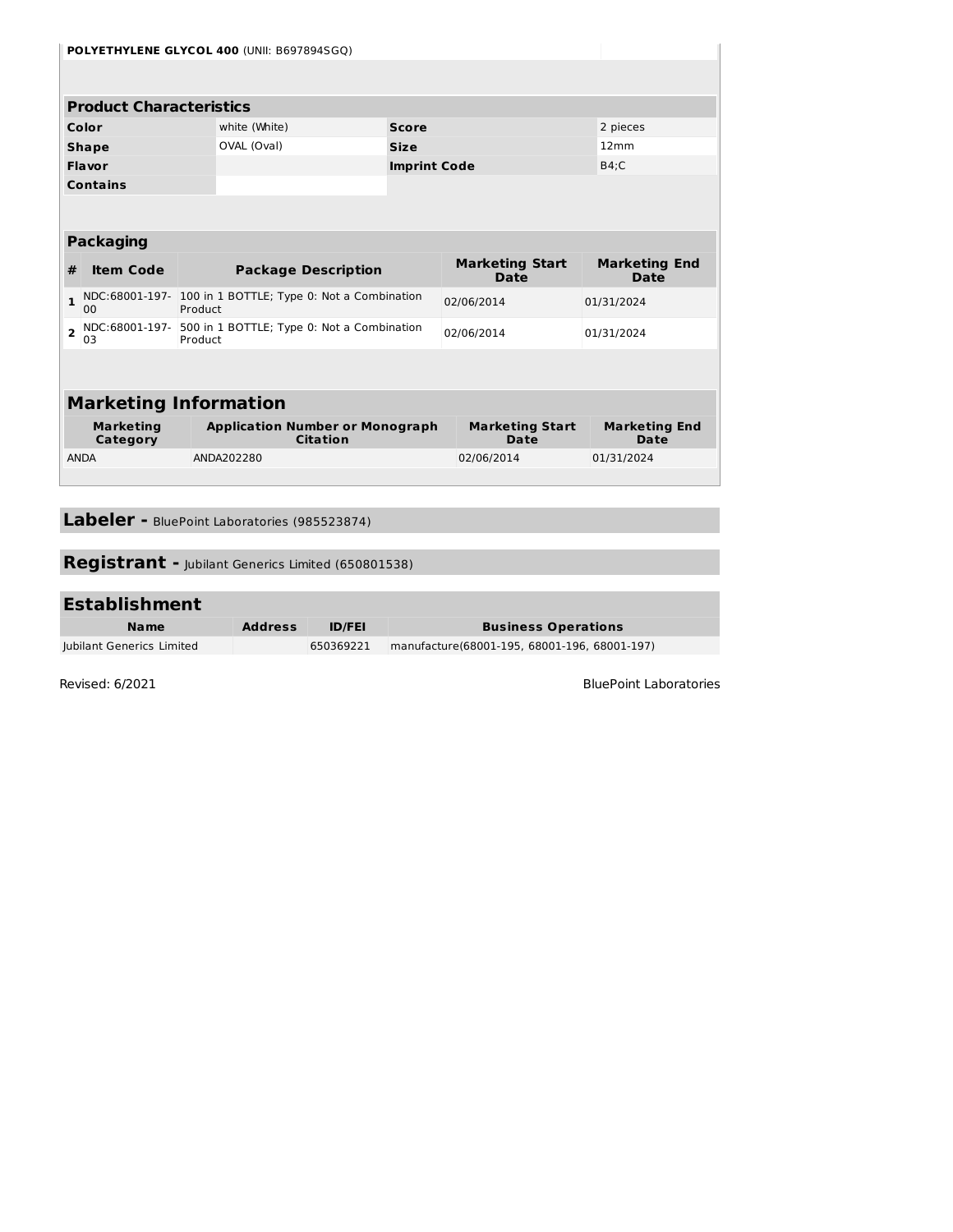| | |
|---|---|
| **POLYETHYLENE GLYCOL 400** (UNII: B697894SGQ) | |

## Product Characteristics

| | | | |
|---|---|---|---|
| **Color** | white (White) | **Score** | 2 pieces |
| **Shape** | OVAL (Oval) | **Size** | 12mm |
| **Flavor** | | **Imprint Code** | B4;C |
| **Contains** | | | |

## Packaging

| # | Item Code | Package Description | Marketing Start Date | Marketing End Date |
|---|---|---|---|---|
| 1 | NDC:68001-197-00 | 100 in 1 BOTTLE; Type 0: Not a Combination Product | 02/06/2014 | 01/31/2024 |
| 2 | NDC:68001-197-03 | 500 in 1 BOTTLE; Type 0: Not a Combination Product | 02/06/2014 | 01/31/2024 |

## Marketing Information

| Marketing Category | Application Number or Monograph Citation | Marketing Start Date | Marketing End Date |
|---|---|---|---|
| ANDA | ANDA202280 | 02/06/2014 | 01/31/2024 |

## Labeler - BluePoint Laboratories (985523874)

## Registrant - Jubilant Generics Limited (650801538)

## Establishment

| Name | Address | ID/FEI | Business Operations |
|---|---|---|---|
| Jubilant Generics Limited | | 650369221 | manufacture(68001-195, 68001-196, 68001-197) |

Revised: 6/2021 BluePoint Laboratories